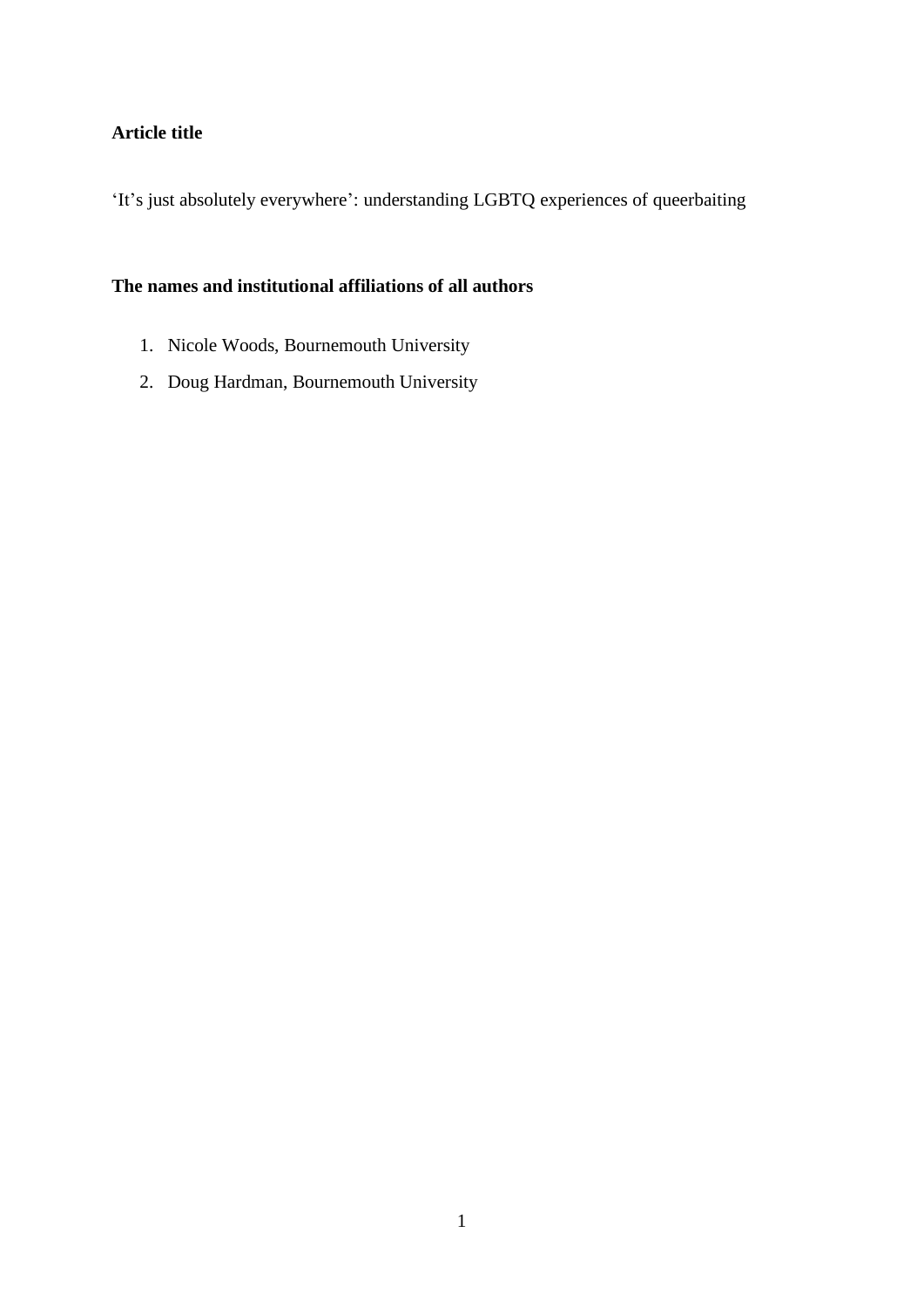**Article title**

'It's just absolutely everywhere': understanding LGBTQ experiences of queerbaiting

**The names and institutional affiliations of all authors**

1. Nicole Woods, Bournemouth University
2. Doug Hardman, Bournemouth University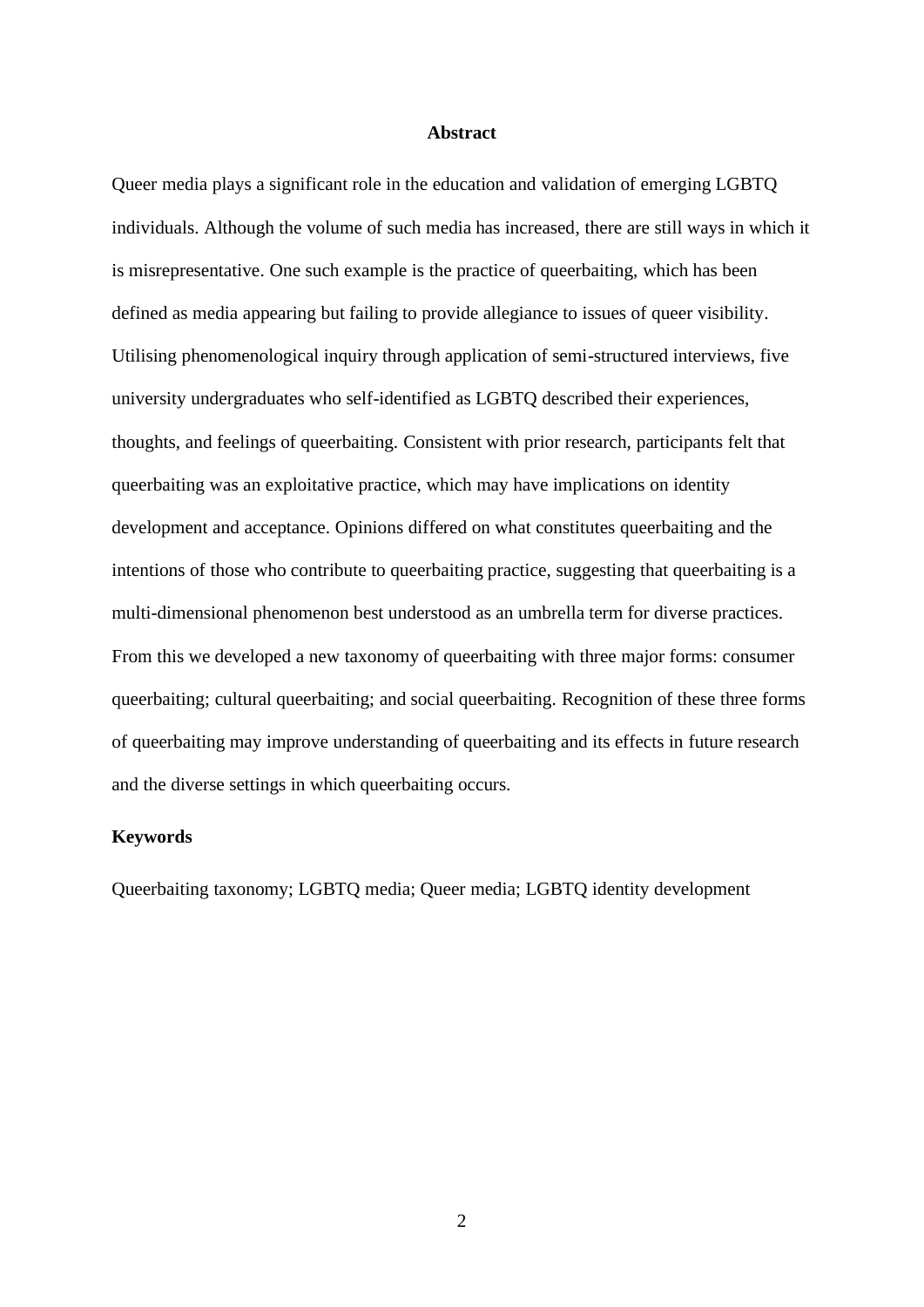## Abstract

Queer media plays a significant role in the education and validation of emerging LGBTQ individuals. Although the volume of such media has increased, there are still ways in which it is misrepresentative. One such example is the practice of queerbaiting, which has been defined as media appearing but failing to provide allegiance to issues of queer visibility. Utilising phenomenological inquiry through application of semi-structured interviews, five university undergraduates who self-identified as LGBTQ described their experiences, thoughts, and feelings of queerbaiting. Consistent with prior research, participants felt that queerbaiting was an exploitative practice, which may have implications on identity development and acceptance. Opinions differed on what constitutes queerbaiting and the intentions of those who contribute to queerbaiting practice, suggesting that queerbaiting is a multi-dimensional phenomenon best understood as an umbrella term for diverse practices. From this we developed a new taxonomy of queerbaiting with three major forms: consumer queerbaiting; cultural queerbaiting; and social queerbaiting. Recognition of these three forms of queerbaiting may improve understanding of queerbaiting and its effects in future research and the diverse settings in which queerbaiting occurs.

### Keywords

Queerbaiting taxonomy; LGBTQ media; Queer media; LGBTQ identity development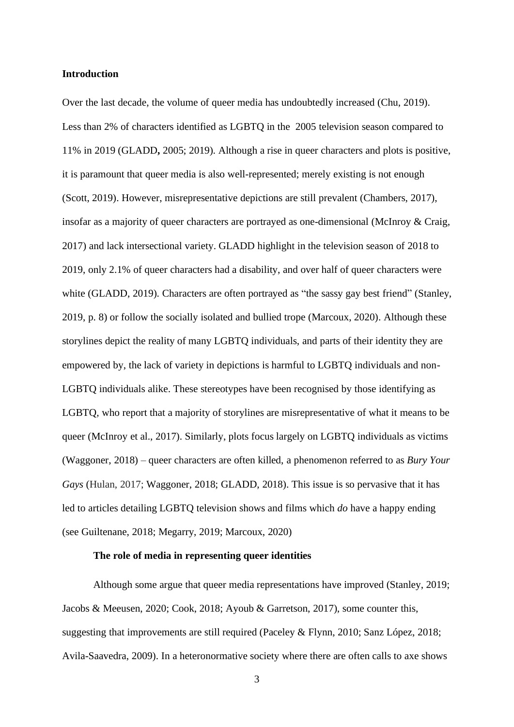## Introduction

Over the last decade, the volume of queer media has undoubtedly increased (Chu, 2019). Less than 2% of characters identified as LGBTQ in the 2005 television season compared to 11% in 2019 (GLADD**,** 2005; 2019). Although a rise in queer characters and plots is positive, it is paramount that queer media is also well-represented; merely existing is not enough (Scott, 2019). However, misrepresentative depictions are still prevalent (Chambers, 2017), insofar as a majority of queer characters are portrayed as one-dimensional (McInroy & Craig, 2017) and lack intersectional variety. GLADD highlight in the television season of 2018 to 2019, only 2.1% of queer characters had a disability, and over half of queer characters were white (GLADD, 2019). Characters are often portrayed as "the sassy gay best friend" (Stanley, 2019, p. 8) or follow the socially isolated and bullied trope (Marcoux, 2020). Although these storylines depict the reality of many LGBTQ individuals, and parts of their identity they are empowered by, the lack of variety in depictions is harmful to LGBTQ individuals and non-LGBTQ individuals alike. These stereotypes have been recognised by those identifying as LGBTQ, who report that a majority of storylines are misrepresentative of what it means to be queer (McInroy et al., 2017). Similarly, plots focus largely on LGBTQ individuals as victims (Waggoner, 2018) – queer characters are often killed, a phenomenon referred to as *Bury Your Gays* (Hulan, 2017; Waggoner, 2018; GLADD, 2018). This issue is so pervasive that it has led to articles detailing LGBTQ television shows and films which *do* have a happy ending (see Guiltenane, 2018; Megarry, 2019; Marcoux, 2020)

### The role of media in representing queer identities

Although some argue that queer media representations have improved (Stanley, 2019; Jacobs & Meeusen, 2020; Cook, 2018; Ayoub & Garretson, 2017), some counter this, suggesting that improvements are still required (Paceley & Flynn, 2010; Sanz López, 2018; Avila-Saavedra, 2009). In a heteronormative society where there are often calls to axe shows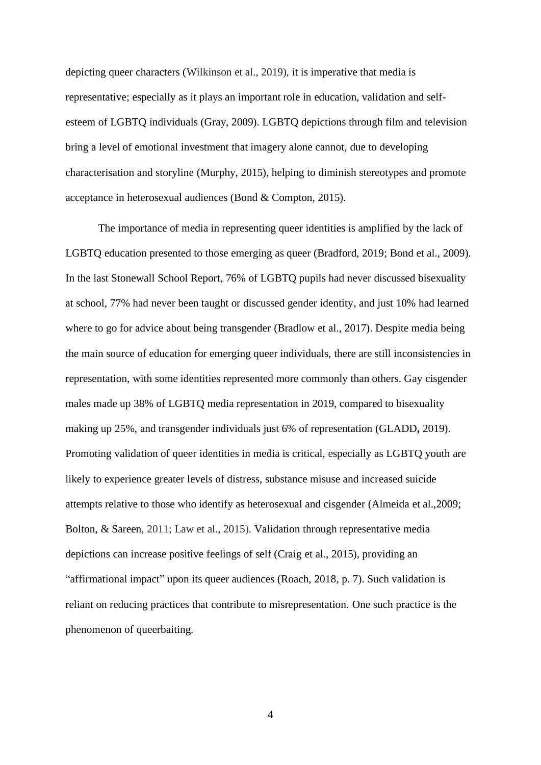depicting queer characters (Wilkinson et al., 2019), it is imperative that media is representative; especially as it plays an important role in education, validation and self-esteem of LGBTQ individuals (Gray, 2009). LGBTQ depictions through film and television bring a level of emotional investment that imagery alone cannot, due to developing characterisation and storyline (Murphy, 2015), helping to diminish stereotypes and promote acceptance in heterosexual audiences (Bond & Compton, 2015).

The importance of media in representing queer identities is amplified by the lack of LGBTQ education presented to those emerging as queer (Bradford, 2019; Bond et al., 2009). In the last Stonewall School Report, 76% of LGBTQ pupils had never discussed bisexuality at school, 77% had never been taught or discussed gender identity, and just 10% had learned where to go for advice about being transgender (Bradlow et al., 2017). Despite media being the main source of education for emerging queer individuals, there are still inconsistencies in representation, with some identities represented more commonly than others. Gay cisgender males made up 38% of LGBTQ media representation in 2019, compared to bisexuality making up 25%, and transgender individuals just 6% of representation (GLADD**,** 2019). Promoting validation of queer identities in media is critical, especially as LGBTQ youth are likely to experience greater levels of distress, substance misuse and increased suicide attempts relative to those who identify as heterosexual and cisgender (Almeida et al.,2009; Bolton, & Sareen, 2011; Law et al., 2015). Validation through representative media depictions can increase positive feelings of self (Craig et al., 2015), providing an "affirmational impact" upon its queer audiences (Roach, 2018, p. 7). Such validation is reliant on reducing practices that contribute to misrepresentation. One such practice is the phenomenon of queerbaiting.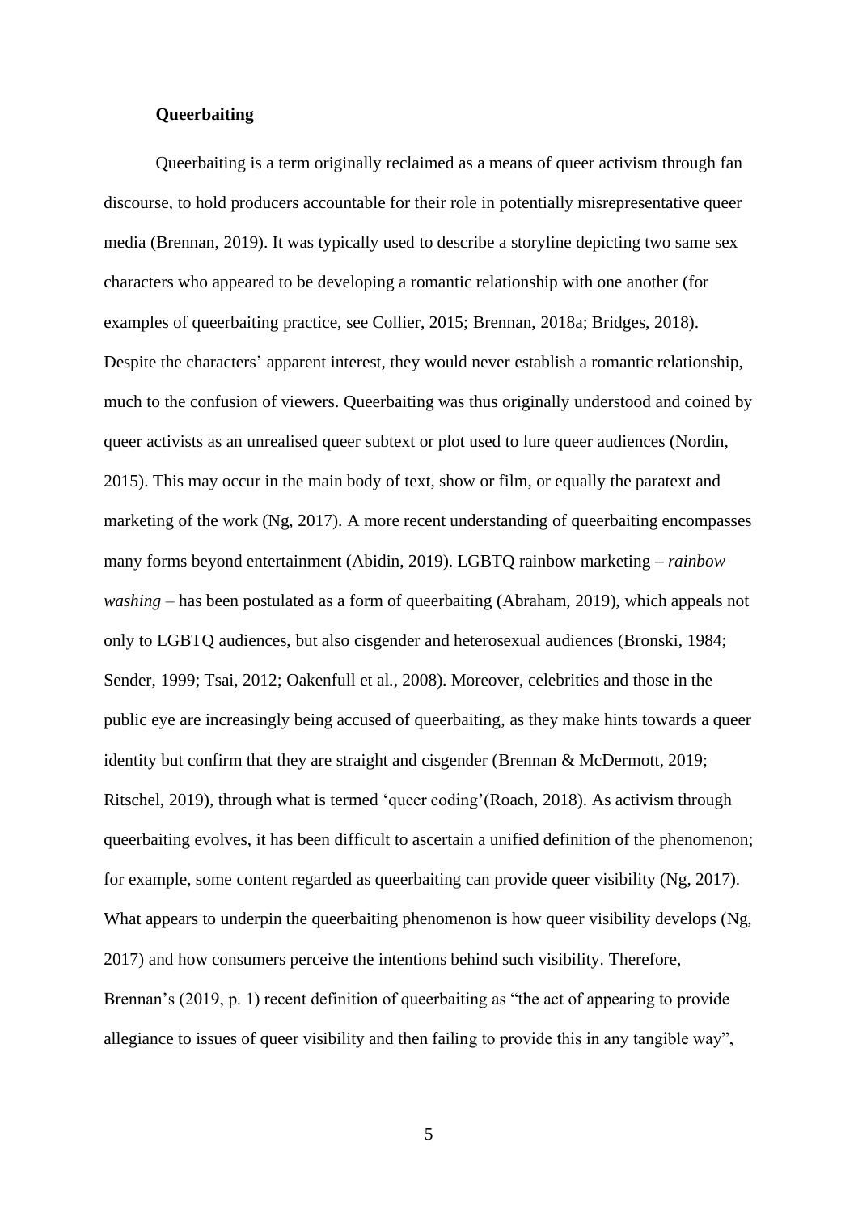**Queerbaiting**

Queerbaiting is a term originally reclaimed as a means of queer activism through fan discourse, to hold producers accountable for their role in potentially misrepresentative queer media (Brennan, 2019). It was typically used to describe a storyline depicting two same sex characters who appeared to be developing a romantic relationship with one another (for examples of queerbaiting practice, see Collier, 2015; Brennan, 2018a; Bridges, 2018). Despite the characters' apparent interest, they would never establish a romantic relationship, much to the confusion of viewers. Queerbaiting was thus originally understood and coined by queer activists as an unrealised queer subtext or plot used to lure queer audiences (Nordin, 2015). This may occur in the main body of text, show or film, or equally the paratext and marketing of the work (Ng, 2017). A more recent understanding of queerbaiting encompasses many forms beyond entertainment (Abidin, 2019). LGBTQ rainbow marketing – *rainbow washing* – has been postulated as a form of queerbaiting (Abraham, 2019), which appeals not only to LGBTQ audiences, but also cisgender and heterosexual audiences (Bronski, 1984; Sender, 1999; Tsai, 2012; Oakenfull et al., 2008). Moreover, celebrities and those in the public eye are increasingly being accused of queerbaiting, as they make hints towards a queer identity but confirm that they are straight and cisgender (Brennan & McDermott, 2019; Ritschel, 2019), through what is termed 'queer coding'(Roach, 2018). As activism through queerbaiting evolves, it has been difficult to ascertain a unified definition of the phenomenon; for example, some content regarded as queerbaiting can provide queer visibility (Ng, 2017). What appears to underpin the queerbaiting phenomenon is how queer visibility develops (Ng, 2017) and how consumers perceive the intentions behind such visibility. Therefore, Brennan's (2019, p. 1) recent definition of queerbaiting as "the act of appearing to provide allegiance to issues of queer visibility and then failing to provide this in any tangible way",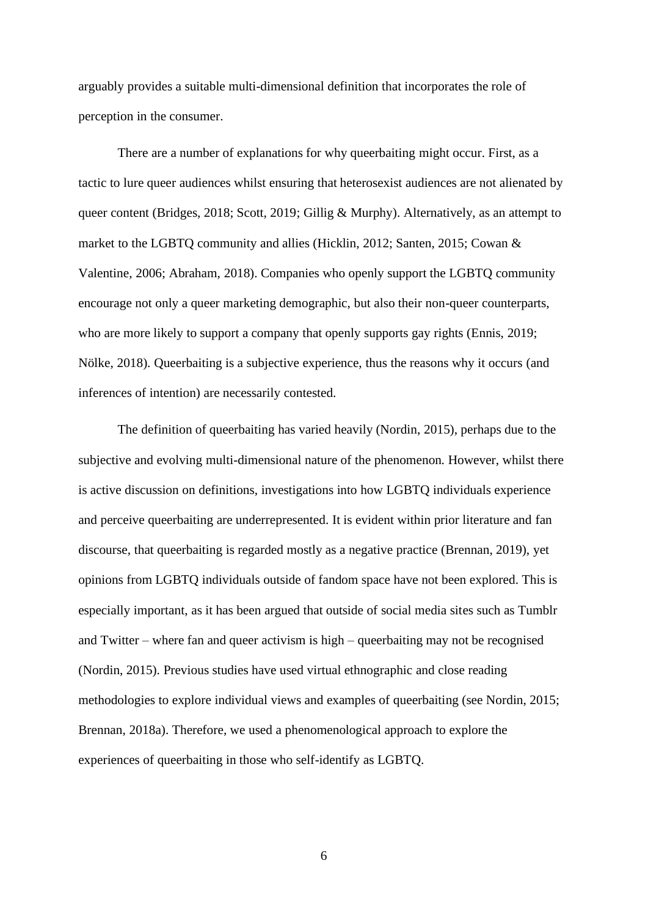arguably provides a suitable multi-dimensional definition that incorporates the role of perception in the consumer.

There are a number of explanations for why queerbaiting might occur. First, as a tactic to lure queer audiences whilst ensuring that heterosexist audiences are not alienated by queer content (Bridges, 2018; Scott, 2019; Gillig & Murphy). Alternatively, as an attempt to market to the LGBTQ community and allies (Hicklin, 2012; Santen, 2015; Cowan & Valentine, 2006; Abraham, 2018). Companies who openly support the LGBTQ community encourage not only a queer marketing demographic, but also their non-queer counterparts, who are more likely to support a company that openly supports gay rights (Ennis, 2019; Nölke, 2018). Queerbaiting is a subjective experience, thus the reasons why it occurs (and inferences of intention) are necessarily contested.

The definition of queerbaiting has varied heavily (Nordin, 2015), perhaps due to the subjective and evolving multi-dimensional nature of the phenomenon. However, whilst there is active discussion on definitions, investigations into how LGBTQ individuals experience and perceive queerbaiting are underrepresented. It is evident within prior literature and fan discourse, that queerbaiting is regarded mostly as a negative practice (Brennan, 2019), yet opinions from LGBTQ individuals outside of fandom space have not been explored. This is especially important, as it has been argued that outside of social media sites such as Tumblr and Twitter – where fan and queer activism is high – queerbaiting may not be recognised (Nordin, 2015). Previous studies have used virtual ethnographic and close reading methodologies to explore individual views and examples of queerbaiting (see Nordin, 2015; Brennan, 2018a). Therefore, we used a phenomenological approach to explore the experiences of queerbaiting in those who self-identify as LGBTQ.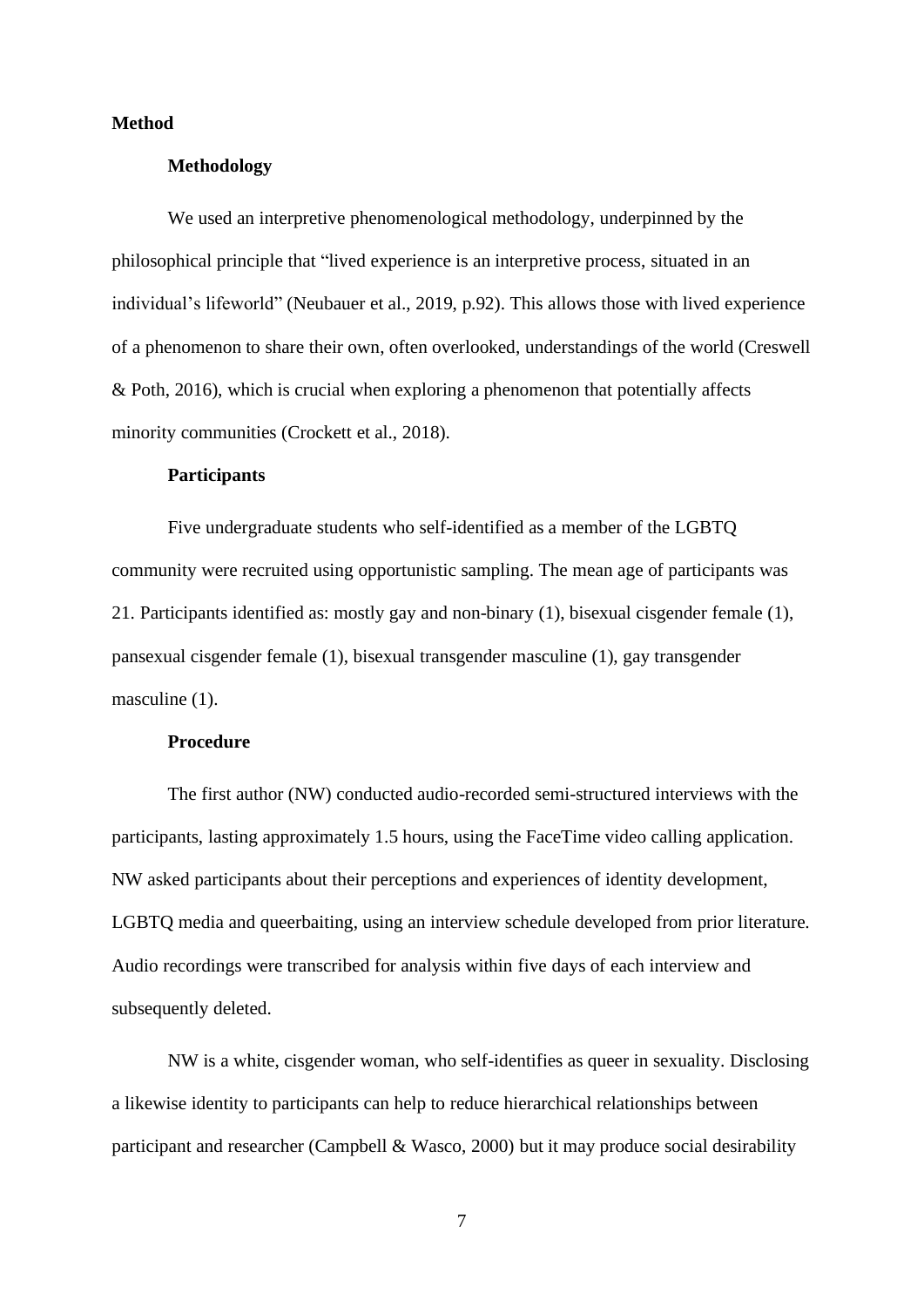## Method

### Methodology

We used an interpretive phenomenological methodology, underpinned by the philosophical principle that "lived experience is an interpretive process, situated in an individual's lifeworld" (Neubauer et al., 2019, p.92). This allows those with lived experience of a phenomenon to share their own, often overlooked, understandings of the world (Creswell & Poth, 2016), which is crucial when exploring a phenomenon that potentially affects minority communities (Crockett et al., 2018).

### Participants

Five undergraduate students who self-identified as a member of the LGBTQ community were recruited using opportunistic sampling. The mean age of participants was 21. Participants identified as: mostly gay and non-binary (1), bisexual cisgender female (1), pansexual cisgender female (1), bisexual transgender masculine (1), gay transgender masculine (1).

### Procedure

The first author (NW) conducted audio-recorded semi-structured interviews with the participants, lasting approximately 1.5 hours, using the FaceTime video calling application. NW asked participants about their perceptions and experiences of identity development, LGBTQ media and queerbaiting, using an interview schedule developed from prior literature. Audio recordings were transcribed for analysis within five days of each interview and subsequently deleted.

NW is a white, cisgender woman, who self-identifies as queer in sexuality. Disclosing a likewise identity to participants can help to reduce hierarchical relationships between participant and researcher (Campbell & Wasco, 2000) but it may produce social desirability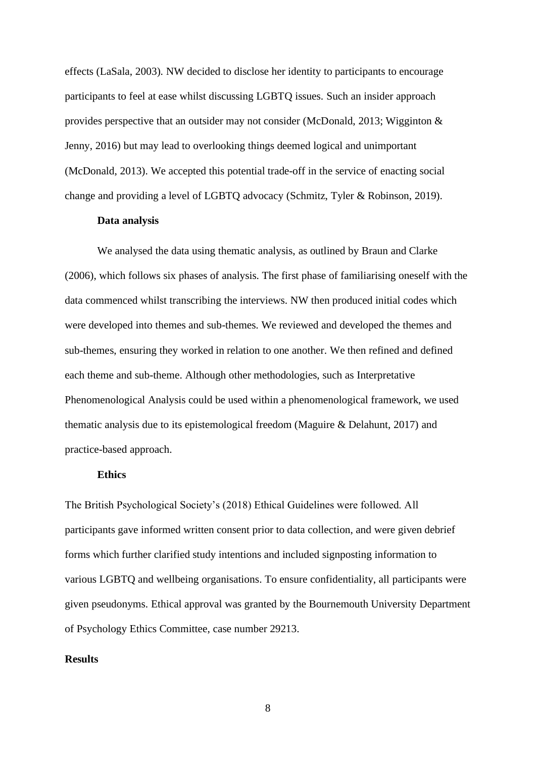effects (LaSala, 2003). NW decided to disclose her identity to participants to encourage participants to feel at ease whilst discussing LGBTQ issues. Such an insider approach provides perspective that an outsider may not consider (McDonald, 2013; Wigginton & Jenny, 2016) but may lead to overlooking things deemed logical and unimportant (McDonald, 2013). We accepted this potential trade-off in the service of enacting social change and providing a level of LGBTQ advocacy (Schmitz, Tyler & Robinson, 2019).

### Data analysis

We analysed the data using thematic analysis, as outlined by Braun and Clarke (2006), which follows six phases of analysis. The first phase of familiarising oneself with the data commenced whilst transcribing the interviews. NW then produced initial codes which were developed into themes and sub-themes. We reviewed and developed the themes and sub-themes, ensuring they worked in relation to one another. We then refined and defined each theme and sub-theme. Although other methodologies, such as Interpretative Phenomenological Analysis could be used within a phenomenological framework, we used thematic analysis due to its epistemological freedom (Maguire & Delahunt, 2017) and practice-based approach.

### Ethics

The British Psychological Society's (2018) Ethical Guidelines were followed. All participants gave informed written consent prior to data collection, and were given debrief forms which further clarified study intentions and included signposting information to various LGBTQ and wellbeing organisations. To ensure confidentiality, all participants were given pseudonyms. Ethical approval was granted by the Bournemouth University Department of Psychology Ethics Committee, case number 29213.

## Results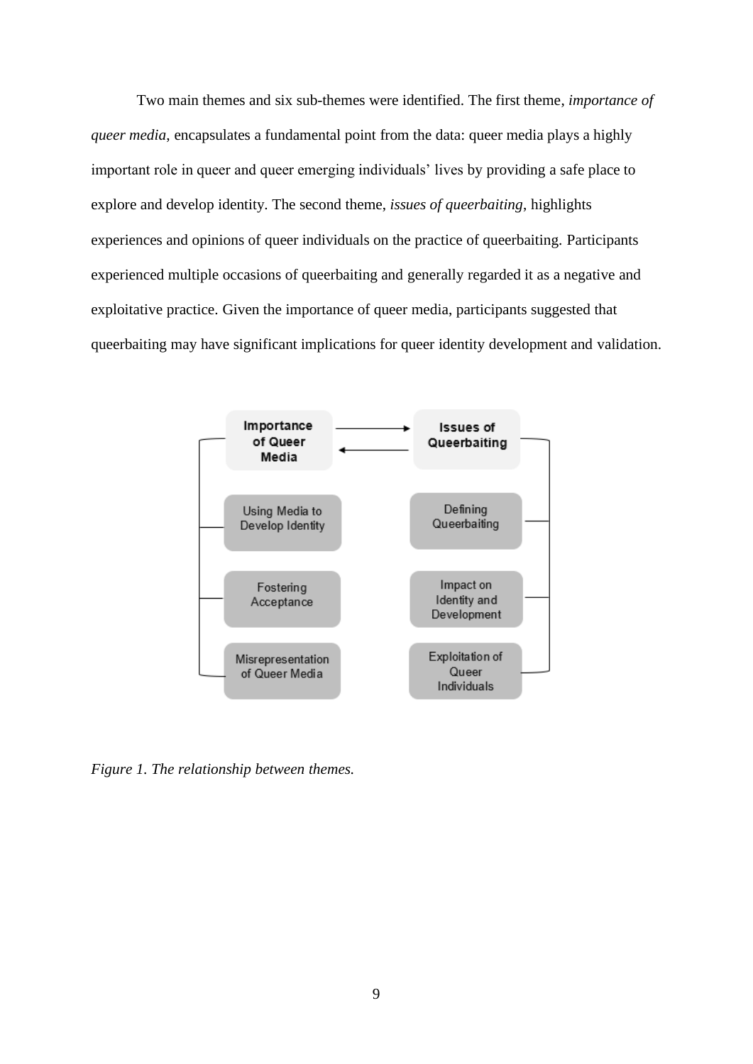Two main themes and six sub-themes were identified. The first theme, *importance of queer media*, encapsulates a fundamental point from the data: queer media plays a highly important role in queer and queer emerging individuals' lives by providing a safe place to explore and develop identity. The second theme, *issues of queerbaiting*, highlights experiences and opinions of queer individuals on the practice of queerbaiting. Participants experienced multiple occasions of queerbaiting and generally regarded it as a negative and exploitative practice. Given the importance of queer media, participants suggested that queerbaiting may have significant implications for queer identity development and validation.

Importance of Queer Media

Issues of Queerbaiting

Using Media to Develop Identity

Fostering Acceptance

Misrepresentation of Queer Media

Defining Queerbaiting

Impact on Identity and Development

Exploitation of Queer Individuals

*Figure 1. The relationship between themes.*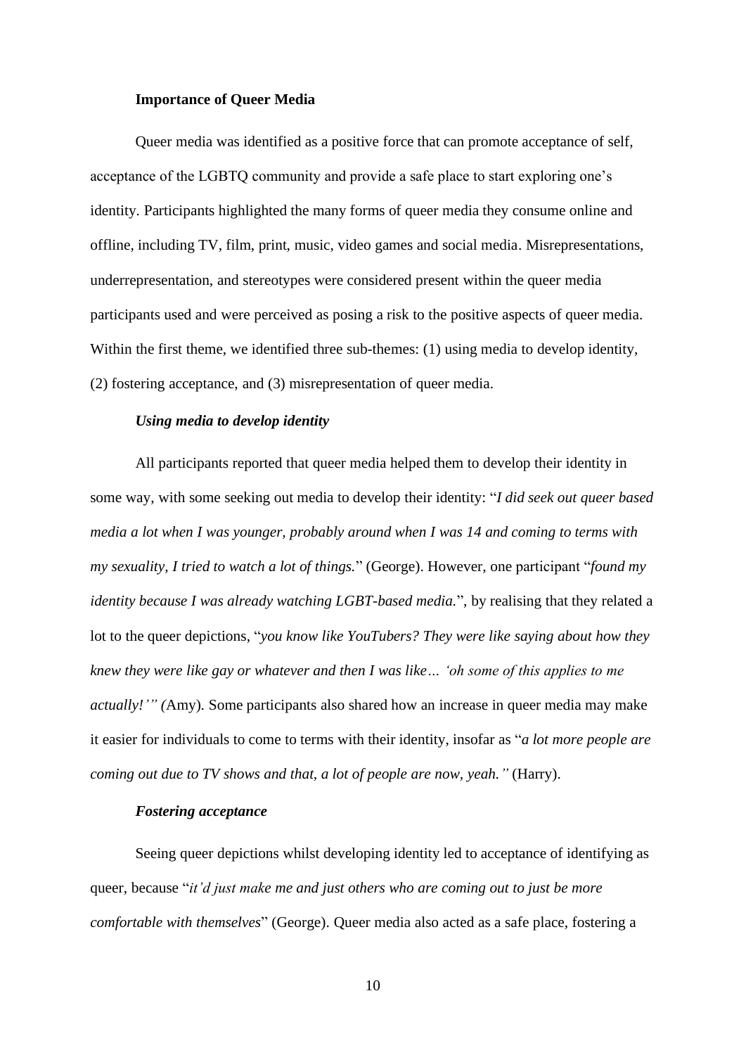### Importance of Queer Media

Queer media was identified as a positive force that can promote acceptance of self, acceptance of the LGBTQ community and provide a safe place to start exploring one's identity. Participants highlighted the many forms of queer media they consume online and offline, including TV, film, print, music, video games and social media. Misrepresentations, underrepresentation, and stereotypes were considered present within the queer media participants used and were perceived as posing a risk to the positive aspects of queer media. Within the first theme, we identified three sub-themes: (1) using media to develop identity, (2) fostering acceptance, and (3) misrepresentation of queer media.

#### *Using media to develop identity*

All participants reported that queer media helped them to develop their identity in some way, with some seeking out media to develop their identity: "*I did seek out queer based media a lot when I was younger, probably around when I was 14 and coming to terms with my sexuality, I tried to watch a lot of things.*" (George). However, one participant "*found my identity because I was already watching LGBT-based media.*", by realising that they related a lot to the queer depictions, "*you know like YouTubers? They were like saying about how they knew they were like gay or whatever and then I was like… 'oh some of this applies to me actually!'" (*Amy). Some participants also shared how an increase in queer media may make it easier for individuals to come to terms with their identity, insofar as "*a lot more people are coming out due to TV shows and that, a lot of people are now, yeah."* (Harry).

#### *Fostering acceptance*

Seeing queer depictions whilst developing identity led to acceptance of identifying as queer, because "*it'd just make me and just others who are coming out to just be more comfortable with themselves*" (George). Queer media also acted as a safe place, fostering a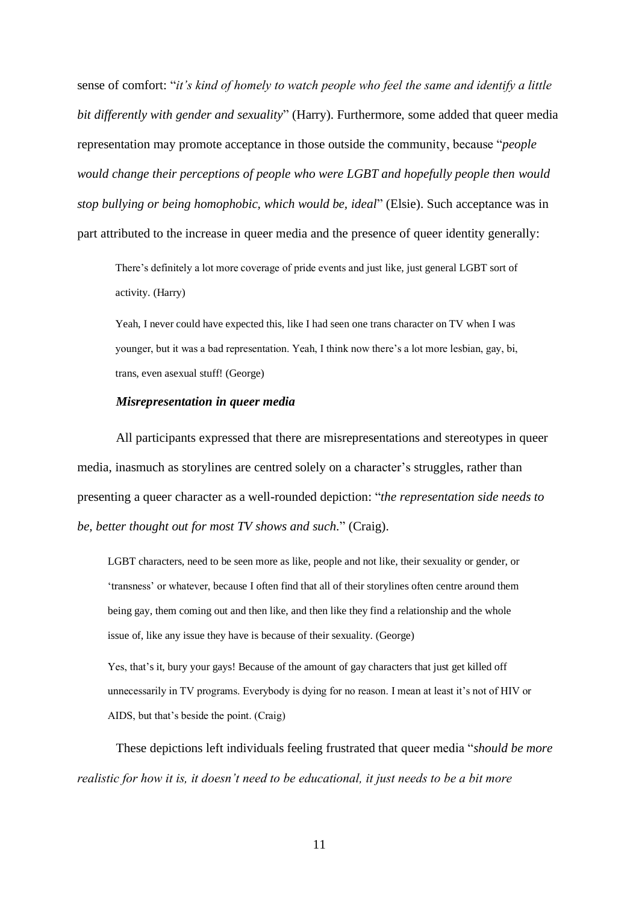sense of comfort: "*it's kind of homely to watch people who feel the same and identify a little bit differently with gender and sexuality*" (Harry). Furthermore, some added that queer media representation may promote acceptance in those outside the community, because "*people would change their perceptions of people who were LGBT and hopefully people then would stop bullying or being homophobic, which would be, ideal*" (Elsie). Such acceptance was in part attributed to the increase in queer media and the presence of queer identity generally:

> There's definitely a lot more coverage of pride events and just like, just general LGBT sort of activity. (Harry)

> Yeah, I never could have expected this, like I had seen one trans character on TV when I was younger, but it was a bad representation. Yeah, I think now there's a lot more lesbian, gay, bi, trans, even asexual stuff! (George)

### ***Misrepresentation in queer media***

All participants expressed that there are misrepresentations and stereotypes in queer media, inasmuch as storylines are centred solely on a character's struggles, rather than presenting a queer character as a well-rounded depiction: "*the representation side needs to be, better thought out for most TV shows and such*." (Craig).

> LGBT characters, need to be seen more as like, people and not like, their sexuality or gender, or 'transness' or whatever, because I often find that all of their storylines often centre around them being gay, them coming out and then like, and then like they find a relationship and the whole issue of, like any issue they have is because of their sexuality. (George)

> Yes, that's it, bury your gays! Because of the amount of gay characters that just get killed off unnecessarily in TV programs. Everybody is dying for no reason. I mean at least it's not of HIV or AIDS, but that's beside the point. (Craig)

These depictions left individuals feeling frustrated that queer media "*should be more realistic for how it is, it doesn't need to be educational, it just needs to be a bit more*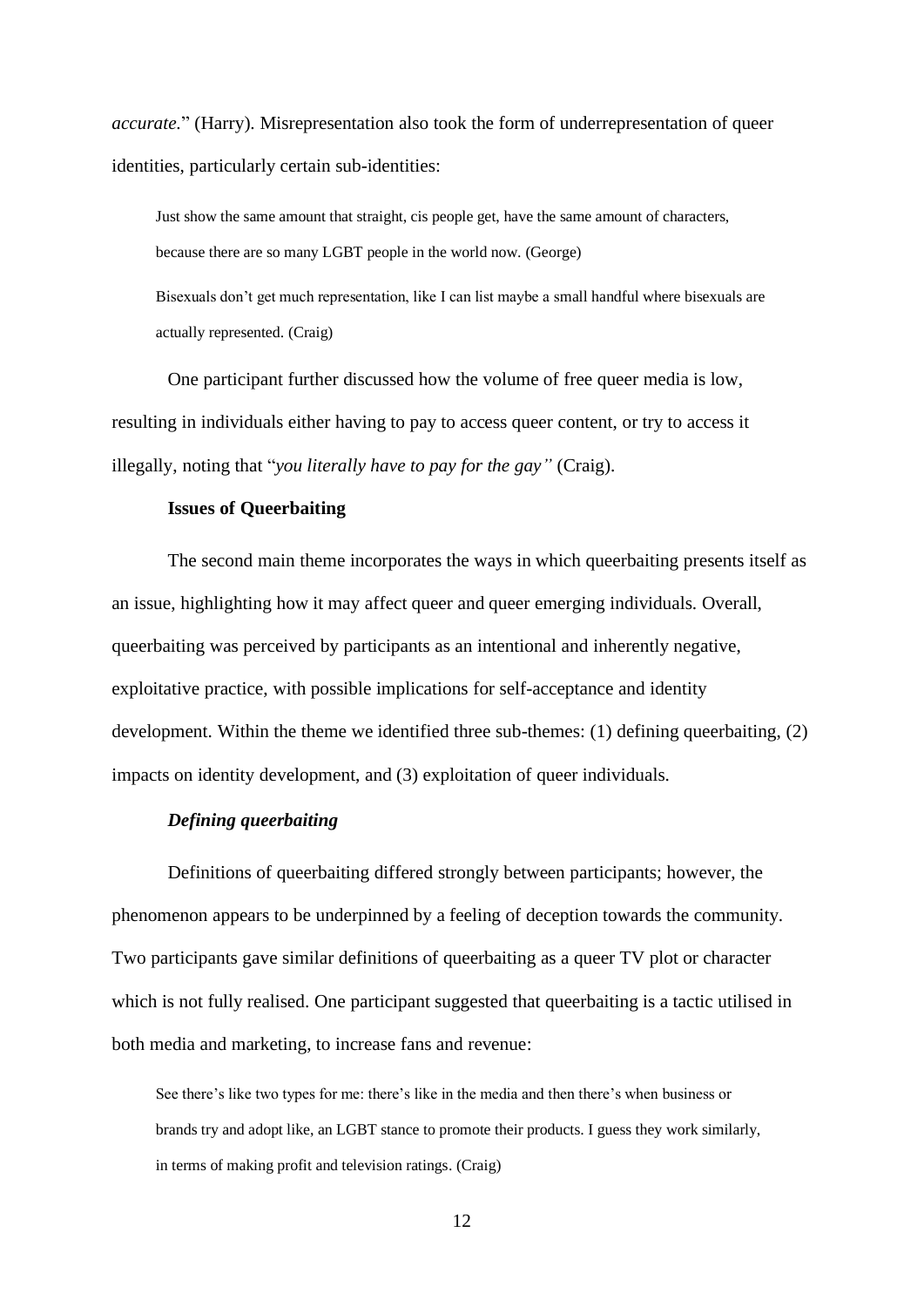*accurate.*" (Harry). Misrepresentation also took the form of underrepresentation of queer identities, particularly certain sub-identities:

> Just show the same amount that straight, cis people get, have the same amount of characters, because there are so many LGBT people in the world now. (George)

> Bisexuals don't get much representation, like I can list maybe a small handful where bisexuals are actually represented. (Craig)

One participant further discussed how the volume of free queer media is low, resulting in individuals either having to pay to access queer content, or try to access it illegally, noting that "*you literally have to pay for the gay"* (Craig).

### Issues of Queerbaiting

The second main theme incorporates the ways in which queerbaiting presents itself as an issue, highlighting how it may affect queer and queer emerging individuals. Overall, queerbaiting was perceived by participants as an intentional and inherently negative, exploitative practice, with possible implications for self-acceptance and identity development. Within the theme we identified three sub-themes: (1) defining queerbaiting, (2) impacts on identity development, and (3) exploitation of queer individuals.

#### *Defining queerbaiting*

Definitions of queerbaiting differed strongly between participants; however, the phenomenon appears to be underpinned by a feeling of deception towards the community. Two participants gave similar definitions of queerbaiting as a queer TV plot or character which is not fully realised. One participant suggested that queerbaiting is a tactic utilised in both media and marketing, to increase fans and revenue:

> See there's like two types for me: there's like in the media and then there's when business or brands try and adopt like, an LGBT stance to promote their products. I guess they work similarly, in terms of making profit and television ratings. (Craig)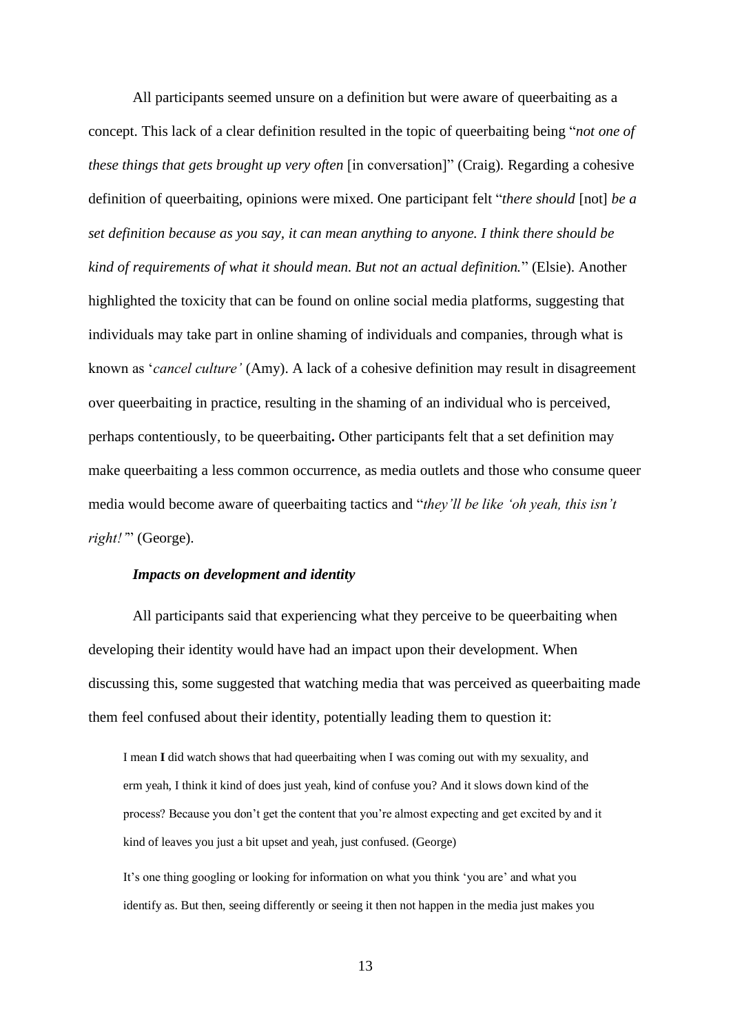All participants seemed unsure on a definition but were aware of queerbaiting as a concept. This lack of a clear definition resulted in the topic of queerbaiting being "*not one of these things that gets brought up very often* [in conversation]" (Craig). Regarding a cohesive definition of queerbaiting, opinions were mixed. One participant felt "*there should* [not] *be a set definition because as you say, it can mean anything to anyone. I think there should be kind of requirements of what it should mean. But not an actual definition.*" (Elsie). Another highlighted the toxicity that can be found on online social media platforms, suggesting that individuals may take part in online shaming of individuals and companies, through what is known as '*cancel culture'* (Amy). A lack of a cohesive definition may result in disagreement over queerbaiting in practice, resulting in the shaming of an individual who is perceived, perhaps contentiously, to be queerbaiting**.** Other participants felt that a set definition may make queerbaiting a less common occurrence, as media outlets and those who consume queer media would become aware of queerbaiting tactics and "*they'll be like 'oh yeah, this isn't right!'*" (George).

### *Impacts on development and identity*

All participants said that experiencing what they perceive to be queerbaiting when developing their identity would have had an impact upon their development. When discussing this, some suggested that watching media that was perceived as queerbaiting made them feel confused about their identity, potentially leading them to question it:

> I mean **I** did watch shows that had queerbaiting when I was coming out with my sexuality, and erm yeah, I think it kind of does just yeah, kind of confuse you? And it slows down kind of the process? Because you don't get the content that you're almost expecting and get excited by and it kind of leaves you just a bit upset and yeah, just confused. (George)

> It's one thing googling or looking for information on what you think 'you are' and what you identify as. But then, seeing differently or seeing it then not happen in the media just makes you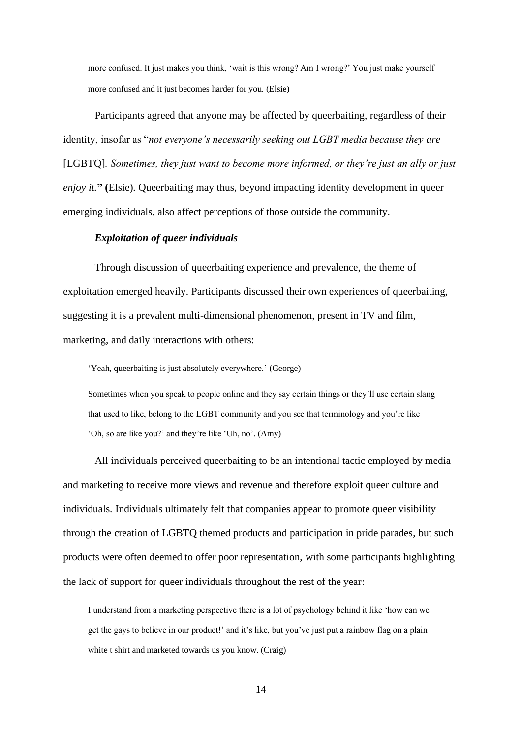more confused. It just makes you think, 'wait is this wrong? Am I wrong?' You just make yourself more confused and it just becomes harder for you. (Elsie)

Participants agreed that anyone may be affected by queerbaiting, regardless of their identity, insofar as "*not everyone's necessarily seeking out LGBT media because they are* [LGBTQ]*. Sometimes, they just want to become more informed, or they're just an ally or just enjoy it.*" (Elsie). Queerbaiting may thus, beyond impacting identity development in queer emerging individuals, also affect perceptions of those outside the community.

### *Exploitation of queer individuals*

Through discussion of queerbaiting experience and prevalence, the theme of exploitation emerged heavily. Participants discussed their own experiences of queerbaiting, suggesting it is a prevalent multi-dimensional phenomenon, present in TV and film, marketing, and daily interactions with others:

> 'Yeah, queerbaiting is just absolutely everywhere.' (George)

> Sometimes when you speak to people online and they say certain things or they'll use certain slang that used to like, belong to the LGBT community and you see that terminology and you're like 'Oh, so are like you?' and they're like 'Uh, no'. (Amy)

All individuals perceived queerbaiting to be an intentional tactic employed by media and marketing to receive more views and revenue and therefore exploit queer culture and individuals. Individuals ultimately felt that companies appear to promote queer visibility through the creation of LGBTQ themed products and participation in pride parades, but such products were often deemed to offer poor representation, with some participants highlighting the lack of support for queer individuals throughout the rest of the year:

> I understand from a marketing perspective there is a lot of psychology behind it like 'how can we get the gays to believe in our product!' and it's like, but you've just put a rainbow flag on a plain white t shirt and marketed towards us you know. (Craig)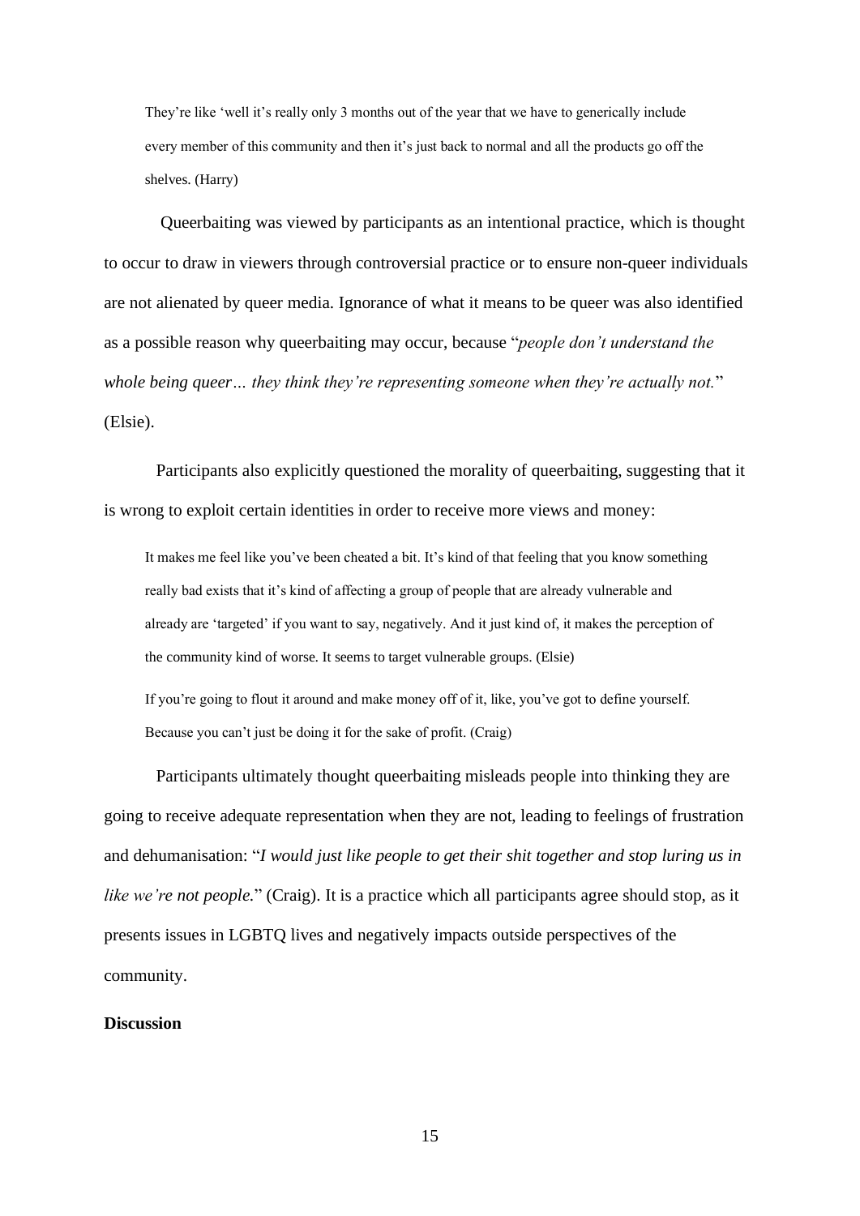> They're like 'well it's really only 3 months out of the year that we have to generically include every member of this community and then it's just back to normal and all the products go off the shelves. (Harry)

Queerbaiting was viewed by participants as an intentional practice, which is thought to occur to draw in viewers through controversial practice or to ensure non-queer individuals are not alienated by queer media. Ignorance of what it means to be queer was also identified as a possible reason why queerbaiting may occur, because "*people don't understand the whole being queer… they think they're representing someone when they're actually not.*" (Elsie).

Participants also explicitly questioned the morality of queerbaiting, suggesting that it is wrong to exploit certain identities in order to receive more views and money:

> It makes me feel like you've been cheated a bit. It's kind of that feeling that you know something really bad exists that it's kind of affecting a group of people that are already vulnerable and already are 'targeted' if you want to say, negatively. And it just kind of, it makes the perception of the community kind of worse. It seems to target vulnerable groups. (Elsie)

> If you're going to flout it around and make money off of it, like, you've got to define yourself. Because you can't just be doing it for the sake of profit. (Craig)

Participants ultimately thought queerbaiting misleads people into thinking they are going to receive adequate representation when they are not, leading to feelings of frustration and dehumanisation: "*I would just like people to get their shit together and stop luring us in like we're not people.*" (Craig). It is a practice which all participants agree should stop, as it presents issues in LGBTQ lives and negatively impacts outside perspectives of the community.

**Discussion**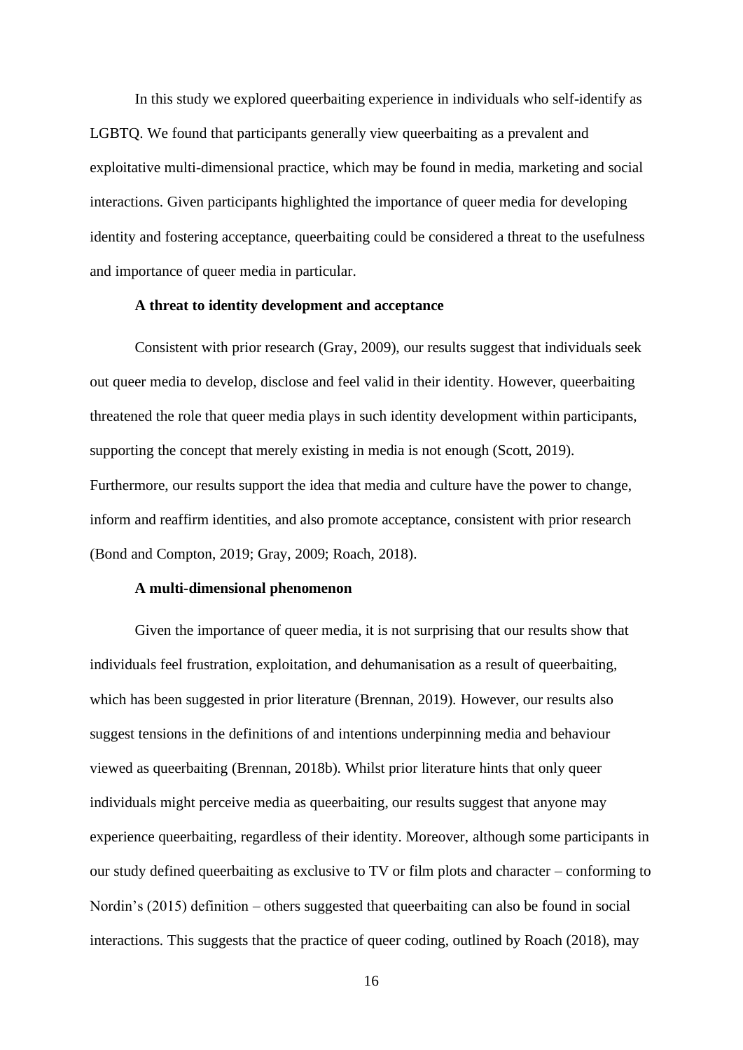In this study we explored queerbaiting experience in individuals who self-identify as LGBTQ. We found that participants generally view queerbaiting as a prevalent and exploitative multi-dimensional practice, which may be found in media, marketing and social interactions. Given participants highlighted the importance of queer media for developing identity and fostering acceptance, queerbaiting could be considered a threat to the usefulness and importance of queer media in particular.

### A threat to identity development and acceptance

Consistent with prior research (Gray, 2009), our results suggest that individuals seek out queer media to develop, disclose and feel valid in their identity. However, queerbaiting threatened the role that queer media plays in such identity development within participants, supporting the concept that merely existing in media is not enough (Scott, 2019). Furthermore, our results support the idea that media and culture have the power to change, inform and reaffirm identities, and also promote acceptance, consistent with prior research (Bond and Compton, 2019; Gray, 2009; Roach, 2018).

### A multi-dimensional phenomenon

Given the importance of queer media, it is not surprising that our results show that individuals feel frustration, exploitation, and dehumanisation as a result of queerbaiting, which has been suggested in prior literature (Brennan, 2019). However, our results also suggest tensions in the definitions of and intentions underpinning media and behaviour viewed as queerbaiting (Brennan, 2018b). Whilst prior literature hints that only queer individuals might perceive media as queerbaiting, our results suggest that anyone may experience queerbaiting, regardless of their identity. Moreover, although some participants in our study defined queerbaiting as exclusive to TV or film plots and character – conforming to Nordin's (2015) definition – others suggested that queerbaiting can also be found in social interactions. This suggests that the practice of queer coding, outlined by Roach (2018), may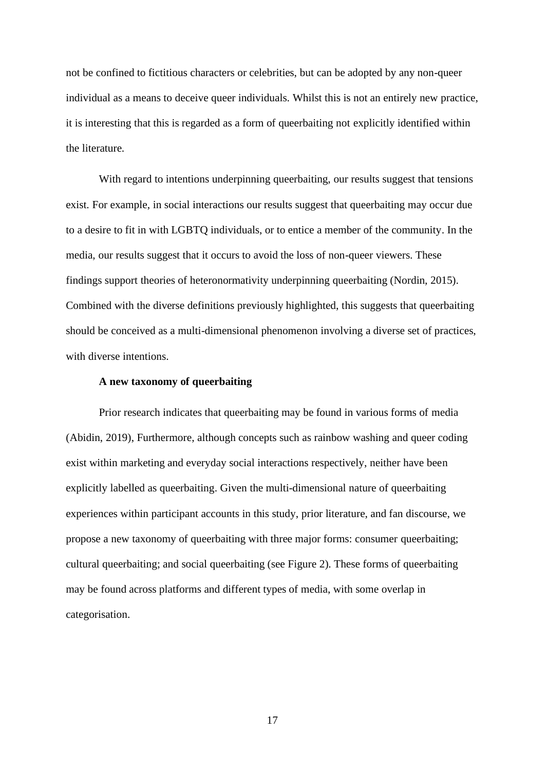not be confined to fictitious characters or celebrities, but can be adopted by any non-queer individual as a means to deceive queer individuals. Whilst this is not an entirely new practice, it is interesting that this is regarded as a form of queerbaiting not explicitly identified within the literature.

With regard to intentions underpinning queerbaiting, our results suggest that tensions exist. For example, in social interactions our results suggest that queerbaiting may occur due to a desire to fit in with LGBTQ individuals, or to entice a member of the community. In the media, our results suggest that it occurs to avoid the loss of non-queer viewers. These findings support theories of heteronormativity underpinning queerbaiting (Nordin, 2015). Combined with the diverse definitions previously highlighted, this suggests that queerbaiting should be conceived as a multi-dimensional phenomenon involving a diverse set of practices, with diverse intentions.

### A new taxonomy of queerbaiting

Prior research indicates that queerbaiting may be found in various forms of media (Abidin, 2019), Furthermore, although concepts such as rainbow washing and queer coding exist within marketing and everyday social interactions respectively, neither have been explicitly labelled as queerbaiting. Given the multi-dimensional nature of queerbaiting experiences within participant accounts in this study, prior literature, and fan discourse, we propose a new taxonomy of queerbaiting with three major forms: consumer queerbaiting; cultural queerbaiting; and social queerbaiting (see Figure 2). These forms of queerbaiting may be found across platforms and different types of media, with some overlap in categorisation.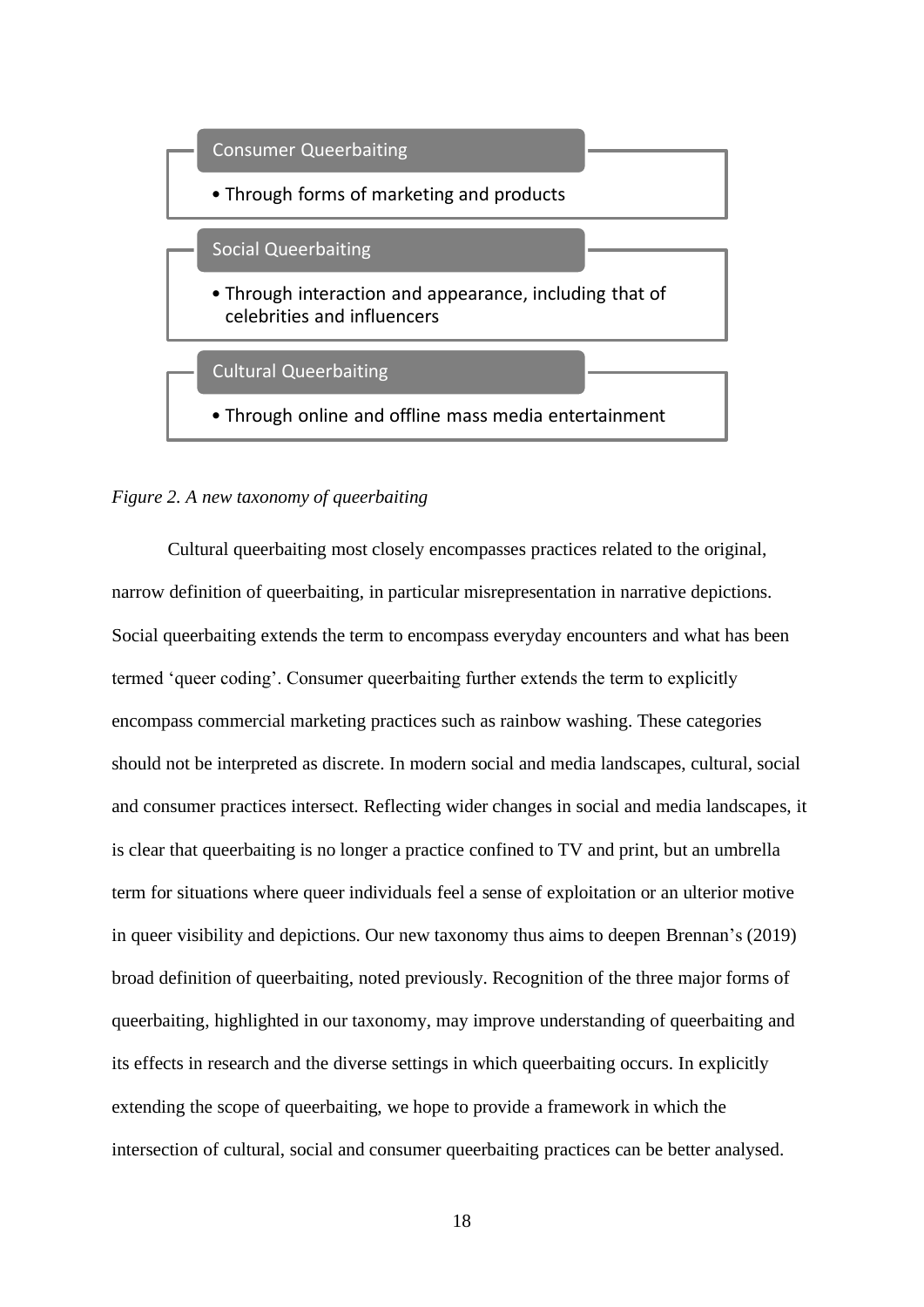Consumer Queerbaiting

- Through forms of marketing and products

Social Queerbaiting

- Through interaction and appearance, including that of celebrities and influencers

Cultural Queerbaiting

- Through online and offline mass media entertainment

*Figure 2. A new taxonomy of queerbaiting*

Cultural queerbaiting most closely encompasses practices related to the original, narrow definition of queerbaiting, in particular misrepresentation in narrative depictions. Social queerbaiting extends the term to encompass everyday encounters and what has been termed 'queer coding'. Consumer queerbaiting further extends the term to explicitly encompass commercial marketing practices such as rainbow washing. These categories should not be interpreted as discrete. In modern social and media landscapes, cultural, social and consumer practices intersect. Reflecting wider changes in social and media landscapes, it is clear that queerbaiting is no longer a practice confined to TV and print, but an umbrella term for situations where queer individuals feel a sense of exploitation or an ulterior motive in queer visibility and depictions. Our new taxonomy thus aims to deepen Brennan's (2019) broad definition of queerbaiting, noted previously. Recognition of the three major forms of queerbaiting, highlighted in our taxonomy, may improve understanding of queerbaiting and its effects in research and the diverse settings in which queerbaiting occurs. In explicitly extending the scope of queerbaiting, we hope to provide a framework in which the intersection of cultural, social and consumer queerbaiting practices can be better analysed.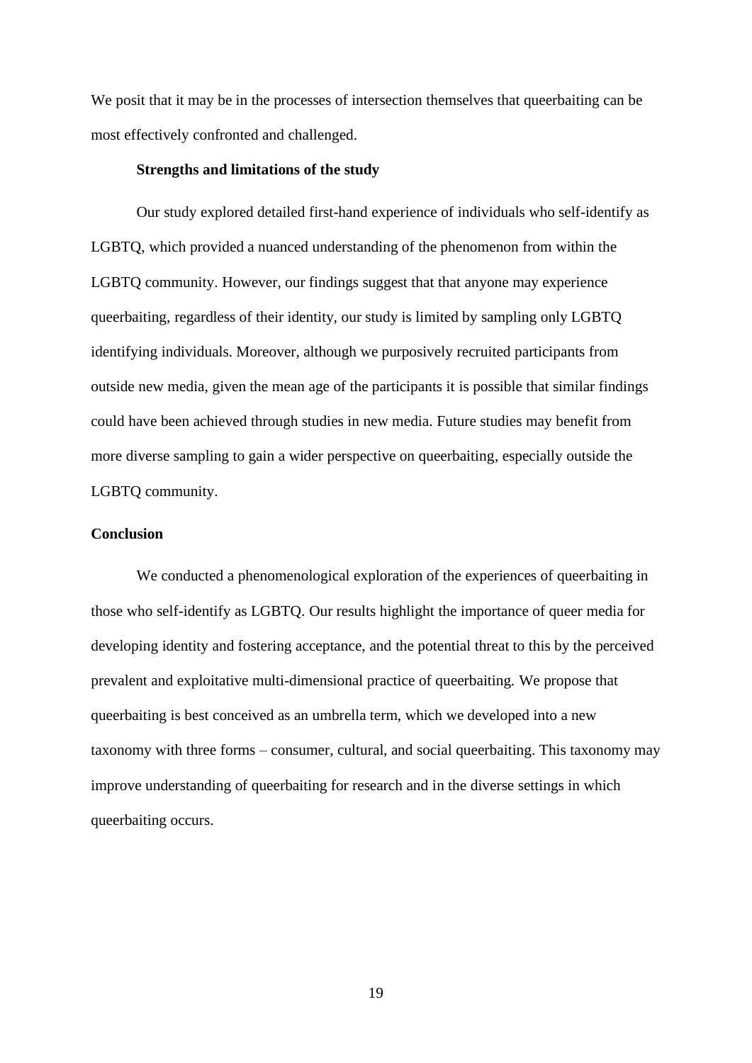We posit that it may be in the processes of intersection themselves that queerbaiting can be most effectively confronted and challenged.

### Strengths and limitations of the study

Our study explored detailed first-hand experience of individuals who self-identify as LGBTQ, which provided a nuanced understanding of the phenomenon from within the LGBTQ community. However, our findings suggest that that anyone may experience queerbaiting, regardless of their identity, our study is limited by sampling only LGBTQ identifying individuals. Moreover, although we purposively recruited participants from outside new media, given the mean age of the participants it is possible that similar findings could have been achieved through studies in new media. Future studies may benefit from more diverse sampling to gain a wider perspective on queerbaiting, especially outside the LGBTQ community.

## Conclusion

We conducted a phenomenological exploration of the experiences of queerbaiting in those who self-identify as LGBTQ. Our results highlight the importance of queer media for developing identity and fostering acceptance, and the potential threat to this by the perceived prevalent and exploitative multi-dimensional practice of queerbaiting. We propose that queerbaiting is best conceived as an umbrella term, which we developed into a new taxonomy with three forms – consumer, cultural, and social queerbaiting. This taxonomy may improve understanding of queerbaiting for research and in the diverse settings in which queerbaiting occurs.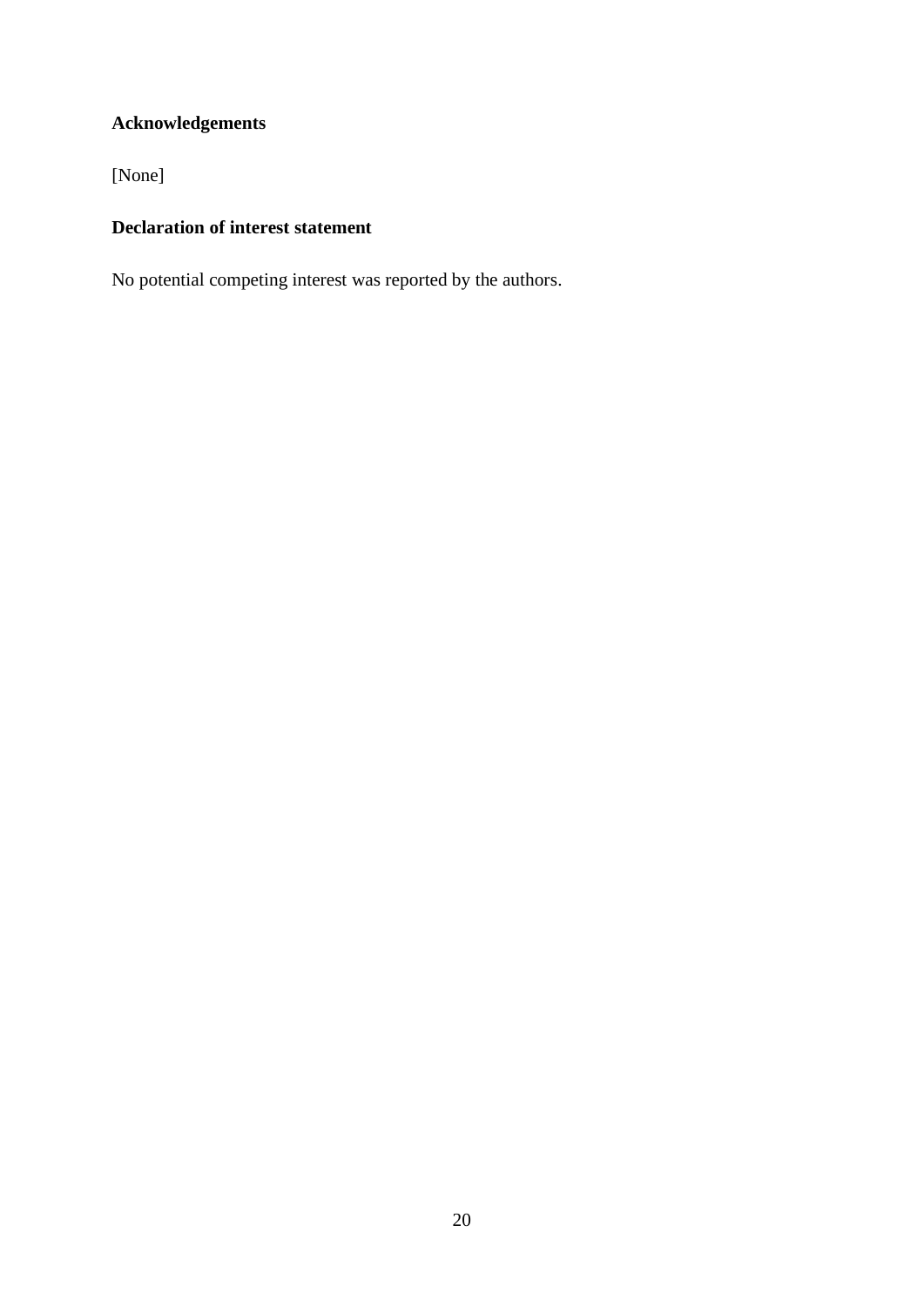## Acknowledgements

[None]

## Declaration of interest statement

No potential competing interest was reported by the authors.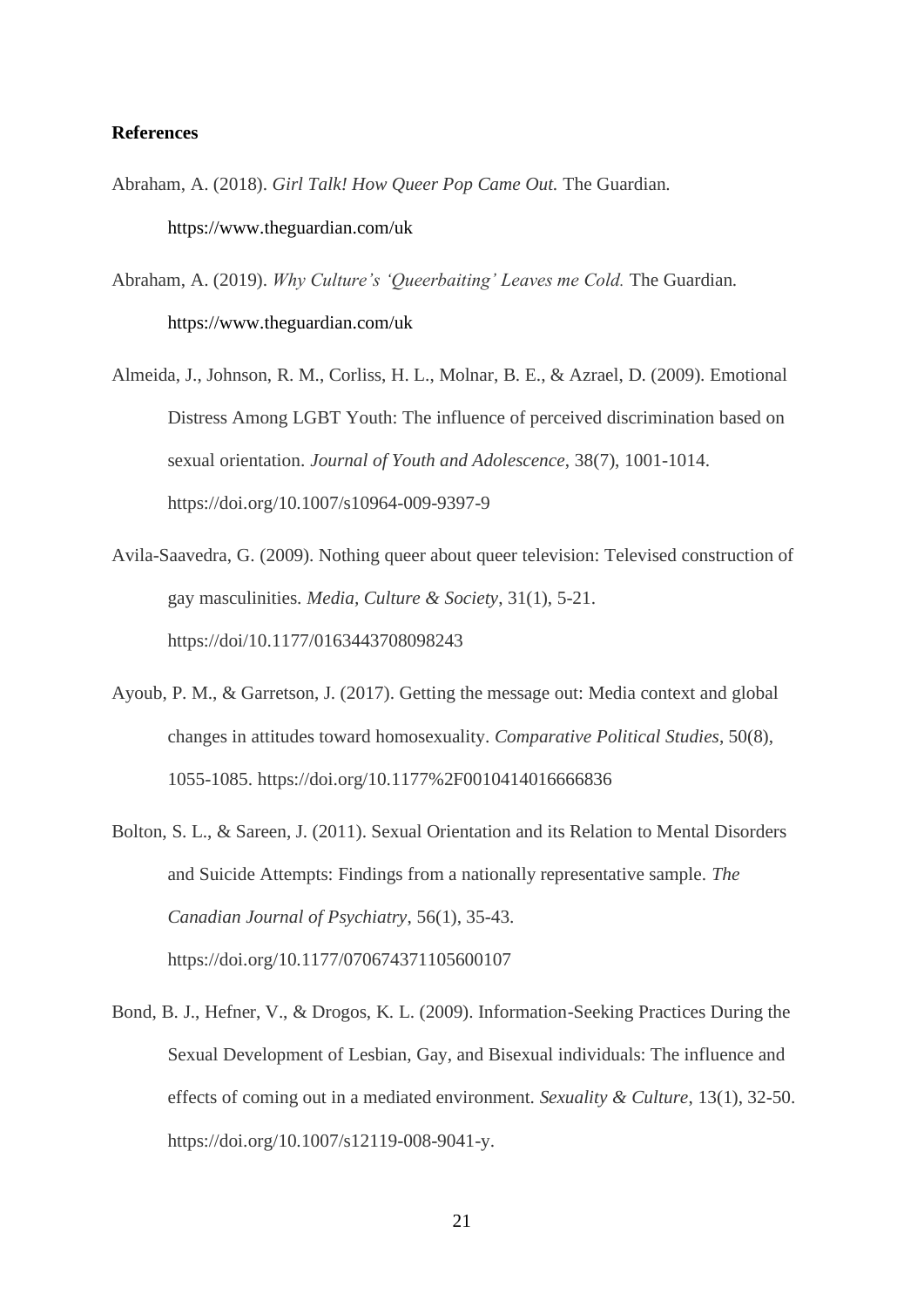**References**

Abraham, A. (2018). *Girl Talk! How Queer Pop Came Out.* The Guardian. https://www.theguardian.com/uk

Abraham, A. (2019). *Why Culture's 'Queerbaiting' Leaves me Cold.* The Guardian. https://www.theguardian.com/uk

Almeida, J., Johnson, R. M., Corliss, H. L., Molnar, B. E., & Azrael, D. (2009). Emotional Distress Among LGBT Youth: The influence of perceived discrimination based on sexual orientation. *Journal of Youth and Adolescence*, 38(7), 1001-1014. https://doi.org/10.1007/s10964-009-9397-9

Avila-Saavedra, G. (2009). Nothing queer about queer television: Televised construction of gay masculinities. *Media, Culture & Society*, 31(1), 5-21. https://doi/10.1177/0163443708098243

Ayoub, P. M., & Garretson, J. (2017). Getting the message out: Media context and global changes in attitudes toward homosexuality. *Comparative Political Studies*, 50(8), 1055-1085. https://doi.org/10.1177%2F0010414016666836

Bolton, S. L., & Sareen, J. (2011). Sexual Orientation and its Relation to Mental Disorders and Suicide Attempts: Findings from a nationally representative sample. *The Canadian Journal of Psychiatry*, 56(1), 35-43. https://doi.org/10.1177/070674371105600107

Bond, B. J., Hefner, V., & Drogos, K. L. (2009). Information-Seeking Practices During the Sexual Development of Lesbian, Gay, and Bisexual individuals: The influence and effects of coming out in a mediated environment. *Sexuality & Culture*, 13(1), 32-50. https://doi.org/10.1007/s12119-008-9041-y.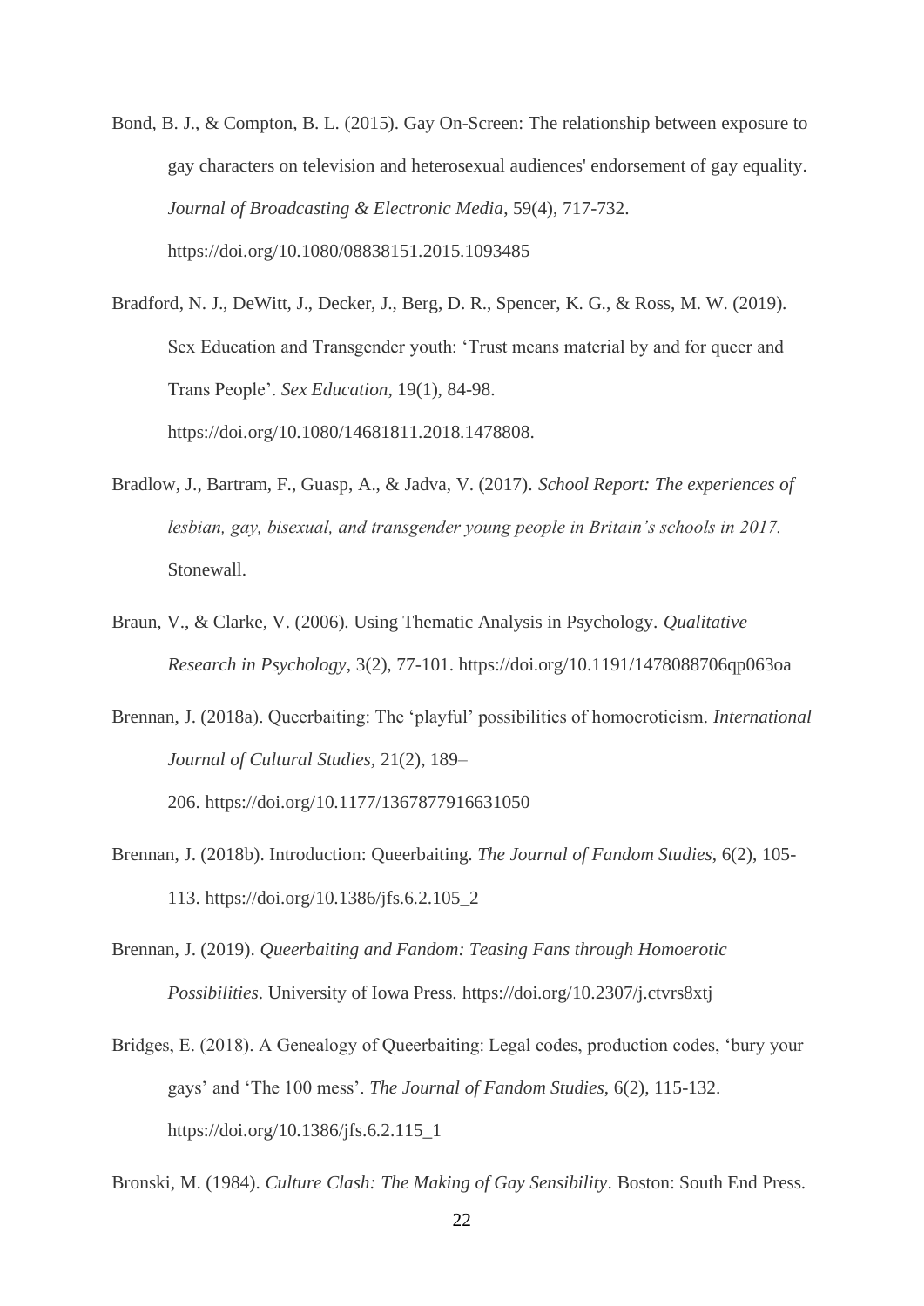Bond, B. J., & Compton, B. L. (2015). Gay On-Screen: The relationship between exposure to gay characters on television and heterosexual audiences' endorsement of gay equality. *Journal of Broadcasting & Electronic Media*, 59(4), 717-732. https://doi.org/10.1080/08838151.2015.1093485

Bradford, N. J., DeWitt, J., Decker, J., Berg, D. R., Spencer, K. G., & Ross, M. W. (2019). Sex Education and Transgender youth: 'Trust means material by and for queer and Trans People'. *Sex Education*, 19(1), 84-98. https://doi.org/10.1080/14681811.2018.1478808.

Bradlow, J., Bartram, F., Guasp, A., & Jadva, V. (2017). *School Report: The experiences of lesbian, gay, bisexual, and transgender young people in Britain's schools in 2017.* Stonewall.

Braun, V., & Clarke, V. (2006). Using Thematic Analysis in Psychology. *Qualitative Research in Psychology*, 3(2), 77-101. https://doi.org/10.1191/1478088706qp063oa

Brennan, J. (2018a). Queerbaiting: The 'playful' possibilities of homoeroticism. *International Journal of Cultural Studies*, 21(2), 189–206. https://doi.org/10.1177/1367877916631050

Brennan, J. (2018b). Introduction: Queerbaiting. *The Journal of Fandom Studies*, 6(2), 105-113. https://doi.org/10.1386/jfs.6.2.105_2

Brennan, J. (2019). *Queerbaiting and Fandom: Teasing Fans through Homoerotic Possibilities*. University of Iowa Press. https://doi.org/10.2307/j.ctvrs8xtj

Bridges, E. (2018). A Genealogy of Queerbaiting: Legal codes, production codes, 'bury your gays' and 'The 100 mess'. *The Journal of Fandom Studies*, 6(2), 115-132. https://doi.org/10.1386/jfs.6.2.115_1

Bronski, M. (1984). *Culture Clash: The Making of Gay Sensibility*. Boston: South End Press.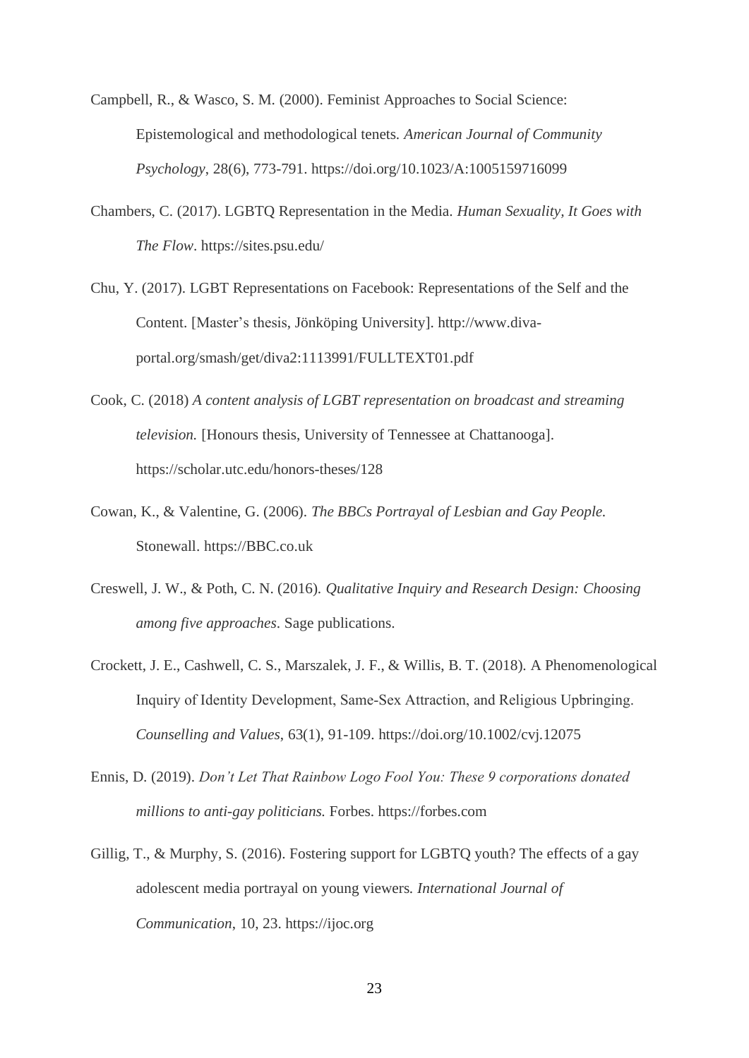Campbell, R., & Wasco, S. M. (2000). Feminist Approaches to Social Science: Epistemological and methodological tenets. *American Journal of Community Psychology*, 28(6), 773-791. https://doi.org/10.1023/A:1005159716099

Chambers, C. (2017). LGBTQ Representation in the Media. *Human Sexuality, It Goes with The Flow*. https://sites.psu.edu/

Chu, Y. (2017). LGBT Representations on Facebook: Representations of the Self and the Content. [Master's thesis, Jönköping University]. http://www.diva-portal.org/smash/get/diva2:1113991/FULLTEXT01.pdf

Cook, C. (2018) *A content analysis of LGBT representation on broadcast and streaming television.* [Honours thesis, University of Tennessee at Chattanooga]. https://scholar.utc.edu/honors-theses/128

Cowan, K., & Valentine, G. (2006). *The BBCs Portrayal of Lesbian and Gay People.* Stonewall. https://BBC.co.uk

Creswell, J. W., & Poth, C. N. (2016). *Qualitative Inquiry and Research Design: Choosing among five approaches*. Sage publications.

Crockett, J. E., Cashwell, C. S., Marszalek, J. F., & Willis, B. T. (2018). A Phenomenological Inquiry of Identity Development, Same-Sex Attraction, and Religious Upbringing. *Counselling and Values*, 63(1), 91-109. https://doi.org/10.1002/cvj.12075

Ennis, D. (2019). *Don't Let That Rainbow Logo Fool You: These 9 corporations donated millions to anti-gay politicians.* Forbes. https://forbes.com

Gillig, T., & Murphy, S. (2016). Fostering support for LGBTQ youth? The effects of a gay adolescent media portrayal on young viewers. *International Journal of Communication*, 10, 23. https://ijoc.org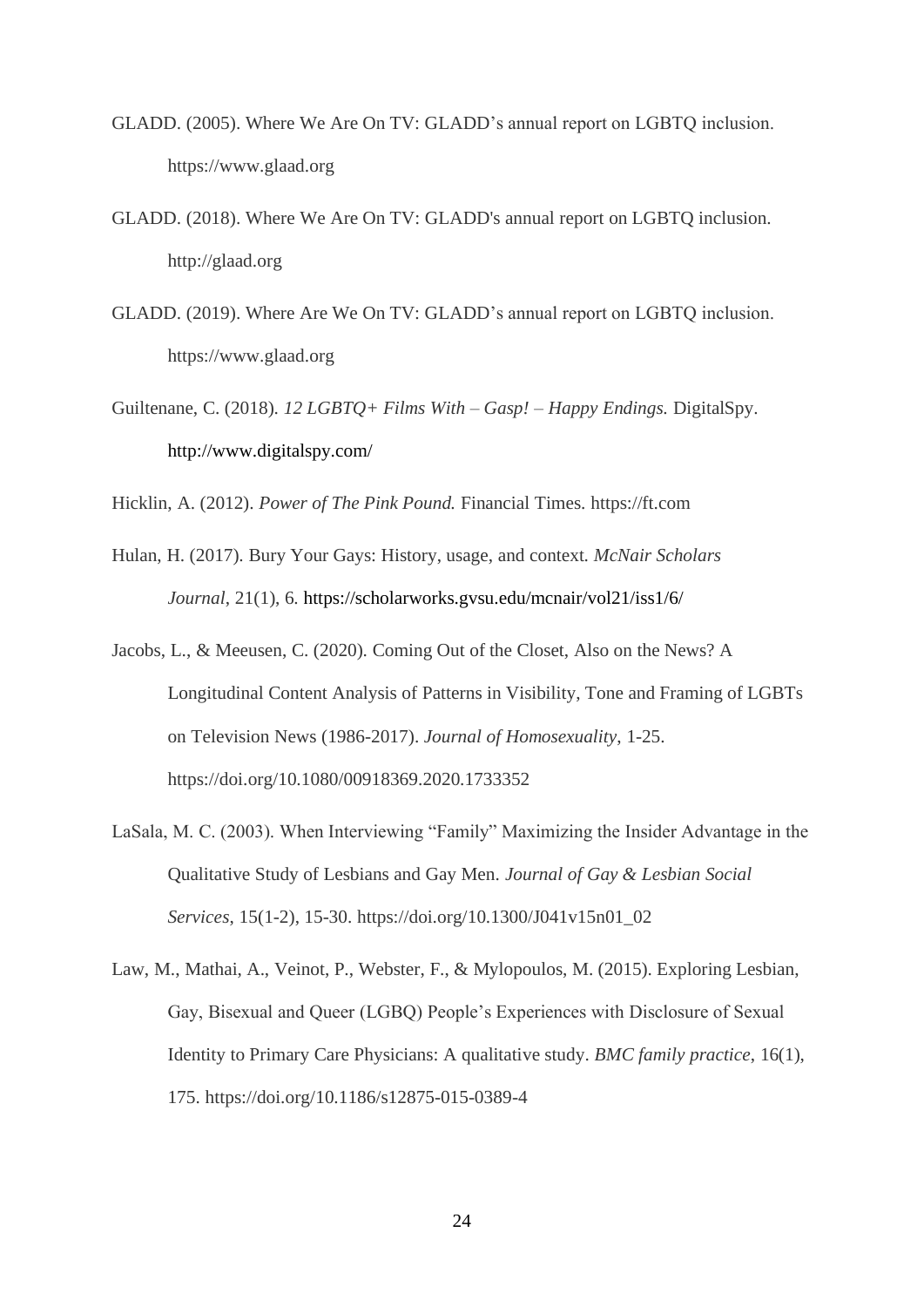GLADD. (2005). Where We Are On TV: GLADD's annual report on LGBTQ inclusion. https://www.glaad.org

GLADD. (2018). Where We Are On TV: GLADD's annual report on LGBTQ inclusion. http://glaad.org

GLADD. (2019). Where Are We On TV: GLADD's annual report on LGBTQ inclusion. https://www.glaad.org

Guiltenane, C. (2018). *12 LGBTQ+ Films With – Gasp! – Happy Endings.* DigitalSpy. http://www.digitalspy.com/

Hicklin, A. (2012). *Power of The Pink Pound.* Financial Times. https://ft.com

Hulan, H. (2017). Bury Your Gays: History, usage, and context. *McNair Scholars Journal*, 21(1), 6. https://scholarworks.gvsu.edu/mcnair/vol21/iss1/6/

Jacobs, L., & Meeusen, C. (2020). Coming Out of the Closet, Also on the News? A Longitudinal Content Analysis of Patterns in Visibility, Tone and Framing of LGBTs on Television News (1986-2017). *Journal of Homosexuality*, 1-25. https://doi.org/10.1080/00918369.2020.1733352

LaSala, M. C. (2003). When Interviewing "Family" Maximizing the Insider Advantage in the Qualitative Study of Lesbians and Gay Men. *Journal of Gay & Lesbian Social Services*, 15(1-2), 15-30. https://doi.org/10.1300/J041v15n01_02

Law, M., Mathai, A., Veinot, P., Webster, F., & Mylopoulos, M. (2015). Exploring Lesbian, Gay, Bisexual and Queer (LGBQ) People's Experiences with Disclosure of Sexual Identity to Primary Care Physicians: A qualitative study. *BMC family practice*, 16(1), 175. https://doi.org/10.1186/s12875-015-0389-4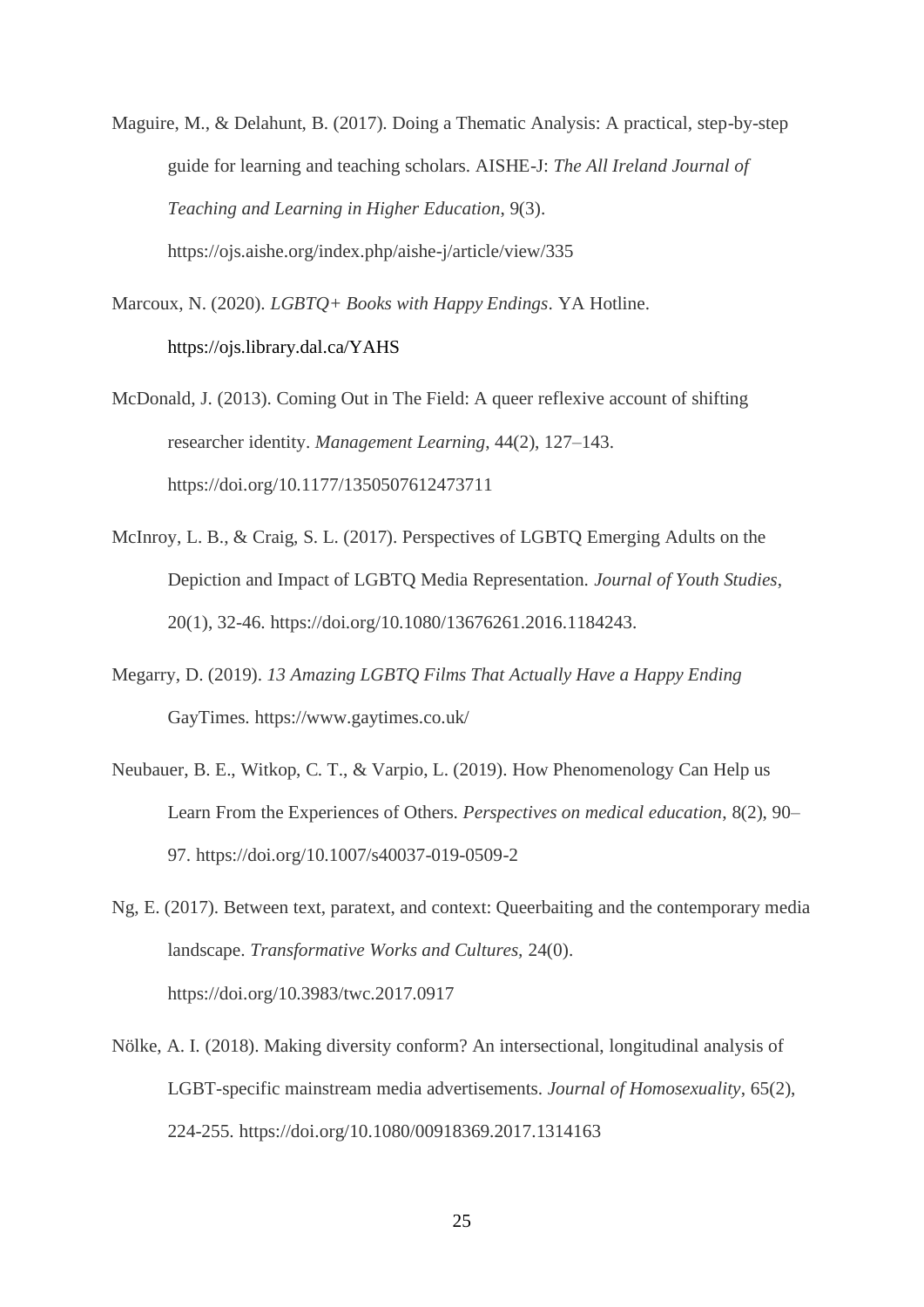Maguire, M., & Delahunt, B. (2017). Doing a Thematic Analysis: A practical, step-by-step guide for learning and teaching scholars. AISHE-J: *The All Ireland Journal of Teaching and Learning in Higher Education*, 9(3). https://ojs.aishe.org/index.php/aishe-j/article/view/335

Marcoux, N. (2020). *LGBTQ+ Books with Happy Endings*. YA Hotline. https://ojs.library.dal.ca/YAHS

McDonald, J. (2013). Coming Out in The Field: A queer reflexive account of shifting researcher identity. *Management Learning*, 44(2), 127–143. https://doi.org/10.1177/1350507612473711

McInroy, L. B., & Craig, S. L. (2017). Perspectives of LGBTQ Emerging Adults on the Depiction and Impact of LGBTQ Media Representation. *Journal of Youth Studies*, 20(1), 32-46. https://doi.org/10.1080/13676261.2016.1184243.

Megarry, D. (2019). *13 Amazing LGBTQ Films That Actually Have a Happy Ending* GayTimes. https://www.gaytimes.co.uk/

Neubauer, B. E., Witkop, C. T., & Varpio, L. (2019). How Phenomenology Can Help us Learn From the Experiences of Others. *Perspectives on medical education*, 8(2), 90–97. https://doi.org/10.1007/s40037-019-0509-2

Ng, E. (2017). Between text, paratext, and context: Queerbaiting and the contemporary media landscape. *Transformative Works and Cultures,* 24(0). https://doi.org/10.3983/twc.2017.0917

Nölke, A. I. (2018). Making diversity conform? An intersectional, longitudinal analysis of LGBT-specific mainstream media advertisements. *Journal of Homosexuality*, 65(2), 224-255. https://doi.org/10.1080/00918369.2017.1314163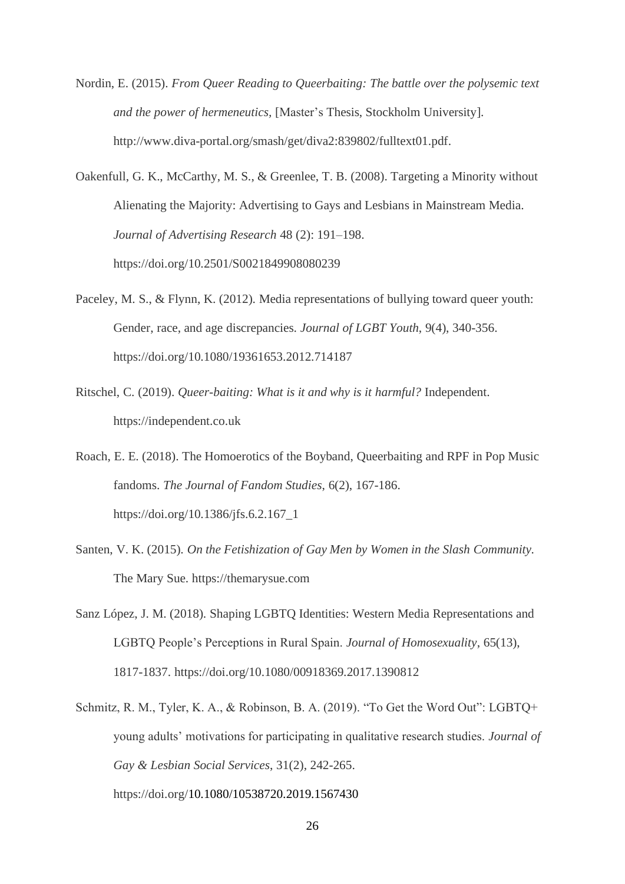Nordin, E. (2015). *From Queer Reading to Queerbaiting: The battle over the polysemic text and the power of hermeneutics,* [Master's Thesis, Stockholm University]. http://www.diva-portal.org/smash/get/diva2:839802/fulltext01.pdf.

Oakenfull, G. K., McCarthy, M. S., & Greenlee, T. B. (2008). Targeting a Minority without Alienating the Majority: Advertising to Gays and Lesbians in Mainstream Media. *Journal of Advertising Research* 48 (2): 191–198. https://doi.org/10.2501/S0021849908080239

Paceley, M. S., & Flynn, K. (2012). Media representations of bullying toward queer youth: Gender, race, and age discrepancies. *Journal of LGBT Youth*, 9(4), 340-356. https://doi.org/10.1080/19361653.2012.714187

Ritschel, C. (2019). *Queer-baiting: What is it and why is it harmful?* Independent. https://independent.co.uk

Roach, E. E. (2018). The Homoerotics of the Boyband, Queerbaiting and RPF in Pop Music fandoms. *The Journal of Fandom Studies*, 6(2), 167-186. https://doi.org/10.1386/jfs.6.2.167_1

Santen, V. K. (2015). *On the Fetishization of Gay Men by Women in the Slash Community.* The Mary Sue. https://themarysue.com

Sanz López, J. M. (2018). Shaping LGBTQ Identities: Western Media Representations and LGBTQ People's Perceptions in Rural Spain. *Journal of Homosexuality*, 65(13), 1817-1837. https://doi.org/10.1080/00918369.2017.1390812

Schmitz, R. M., Tyler, K. A., & Robinson, B. A. (2019). "To Get the Word Out": LGBTQ+ young adults' motivations for participating in qualitative research studies. *Journal of Gay & Lesbian Social Services*, 31(2), 242-265. https://doi.org/10.1080/10538720.2019.1567430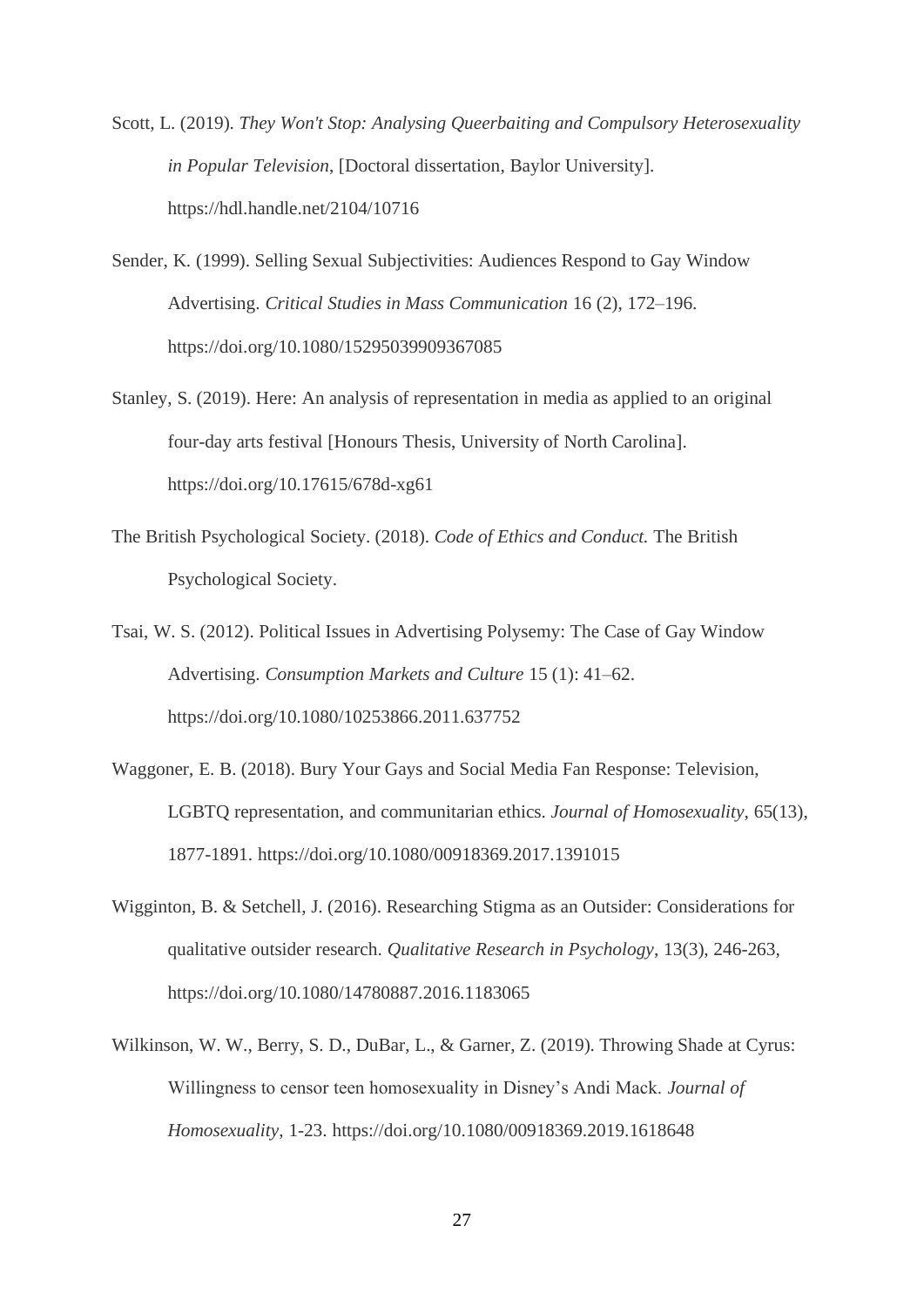Scott, L. (2019). *They Won't Stop: Analysing Queerbaiting and Compulsory Heterosexuality in Popular Television*, [Doctoral dissertation, Baylor University]. https://hdl.handle.net/2104/10716

Sender, K. (1999). Selling Sexual Subjectivities: Audiences Respond to Gay Window Advertising. *Critical Studies in Mass Communication* 16 (2), 172–196. https://doi.org/10.1080/15295039909367085

Stanley, S. (2019). Here: An analysis of representation in media as applied to an original four-day arts festival [Honours Thesis, University of North Carolina]. https://doi.org/10.17615/678d-xg61

The British Psychological Society. (2018). *Code of Ethics and Conduct.* The British Psychological Society.

Tsai, W. S. (2012). Political Issues in Advertising Polysemy: The Case of Gay Window Advertising. *Consumption Markets and Culture* 15 (1): 41–62. https://doi.org/10.1080/10253866.2011.637752

Waggoner, E. B. (2018). Bury Your Gays and Social Media Fan Response: Television, LGBTQ representation, and communitarian ethics. *Journal of Homosexuality*, 65(13), 1877-1891. https://doi.org/10.1080/00918369.2017.1391015

Wigginton, B. & Setchell, J. (2016). Researching Stigma as an Outsider: Considerations for qualitative outsider research. *Qualitative Research in Psychology*, 13(3), 246-263, https://doi.org/10.1080/14780887.2016.1183065

Wilkinson, W. W., Berry, S. D., DuBar, L., & Garner, Z. (2019). Throwing Shade at Cyrus: Willingness to censor teen homosexuality in Disney's Andi Mack. *Journal of Homosexuality*, 1-23. https://doi.org/10.1080/00918369.2019.1618648